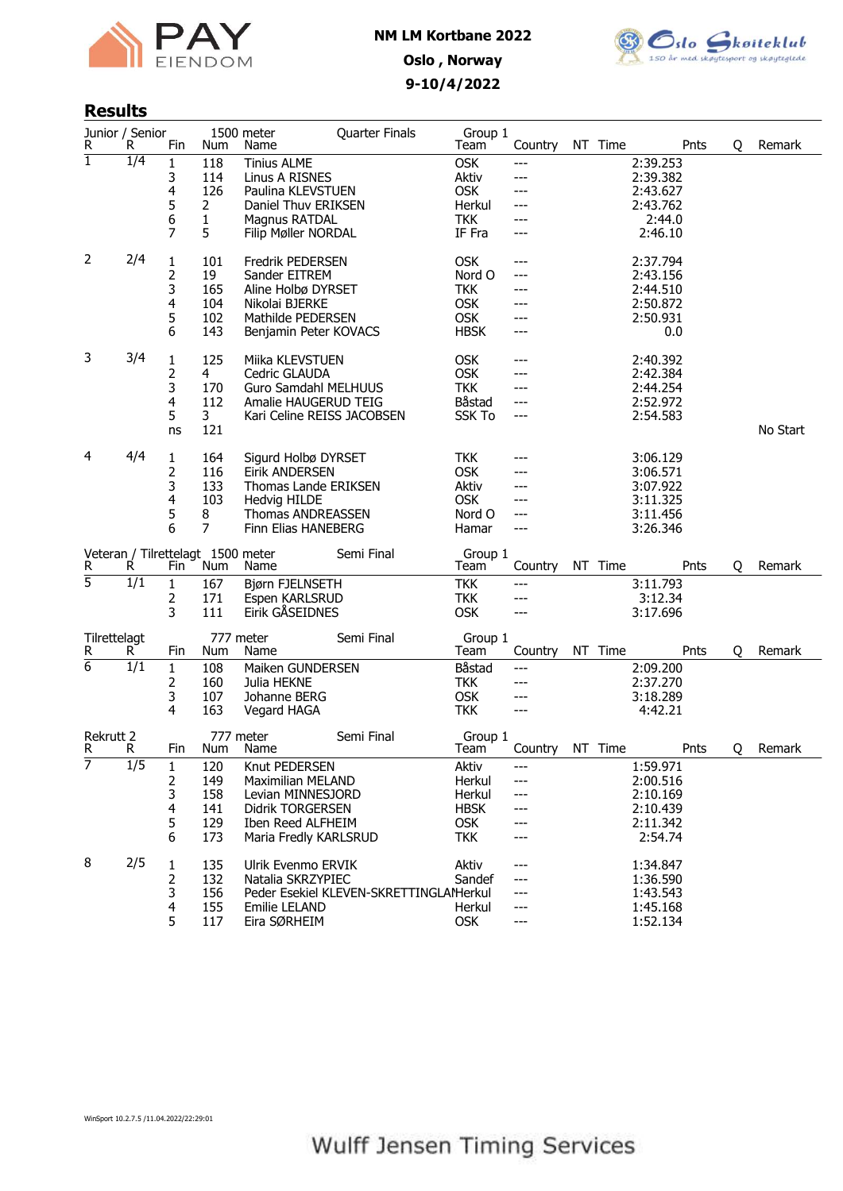**NM LM Kortbane 2022**

**Oslo , Norway**

**9-10/4/2022**

## Results

### Junior / Senior — 1500 meter — Quarter Finals — Group 1

| R | R | Fin | Num | Name | Team | Country | NT | Time | Pnts | Q | Remark |
|---|---|---|---|---|---|---|---|---|---|---|---|
| 1 | 1/4 | 1 | 118 | Tinius ALME | OSK | --- | | 2:39.253 | | | |
| | | 3 | 114 | Linus A RISNES | Aktiv | --- | | 2:39.382 | | | |
| | | 4 | 126 | Paulina KLEVSTUEN | OSK | --- | | 2:43.627 | | | |
| | | 5 | 2 | Daniel Thuv ERIKSEN | Herkul | --- | | 2:43.762 | | | |
| | | 6 | 1 | Magnus RATDAL | TKK | --- | | 2:44.0 | | | |
| | | 7 | 5 | Filip Møller NORDAL | IF Fra | --- | | 2:46.10 | | | |
| 2 | 2/4 | 1 | 101 | Fredrik PEDERSEN | OSK | --- | | 2:37.794 | | | |
| | | 2 | 19 | Sander EITREM | Nord O | --- | | 2:43.156 | | | |
| | | 3 | 165 | Aline Holbø DYRSET | TKK | --- | | 2:44.510 | | | |
| | | 4 | 104 | Nikolai BJERKE | OSK | --- | | 2:50.872 | | | |
| | | 5 | 102 | Mathilde PEDERSEN | OSK | --- | | 2:50.931 | | | |
| | | 6 | 143 | Benjamin Peter KOVACS | HBSK | --- | | 0.0 | | | |
| 3 | 3/4 | 1 | 125 | Miika KLEVSTUEN | OSK | --- | | 2:40.392 | | | |
| | | 2 | 4 | Cedric GLAUDA | OSK | --- | | 2:42.384 | | | |
| | | 3 | 170 | Guro Samdahl MELHUUS | TKK | --- | | 2:44.254 | | | |
| | | 4 | 112 | Amalie HAUGERUD TEIG | Båstad | --- | | 2:52.972 | | | |
| | | 5 | 3 | Kari Celine REISS JACOBSEN | SSK To | --- | | 2:54.583 | | | |
| | | ns | 121 | | | | | | | | No Start |
| 4 | 4/4 | 1 | 164 | Sigurd Holbø DYRSET | TKK | --- | | 3:06.129 | | | |
| | | 2 | 116 | Eirik ANDERSEN | OSK | --- | | 3:06.571 | | | |
| | | 3 | 133 | Thomas Lande ERIKSEN | Aktiv | --- | | 3:07.922 | | | |
| | | 4 | 103 | Hedvig HILDE | OSK | --- | | 3:11.325 | | | |
| | | 5 | 8 | Thomas ANDREASSEN | Nord O | --- | | 3:11.456 | | | |
| | | 6 | 7 | Finn Elias HANEBERG | Hamar | --- | | 3:26.346 | | | |

### Veteran / Tilrettelagt — 1500 meter — Semi Final — Group 1

| R | R | Fin | Num | Name | Team | Country | NT | Time | Pnts | Q | Remark |
|---|---|---|---|---|---|---|---|---|---|---|---|
| 5 | 1/1 | 1 | 167 | Bjørn FJELNSETH | TKK | --- | | 3:11.793 | | | |
| | | 2 | 171 | Espen KARLSRUD | TKK | --- | | 3:12.34 | | | |
| | | 3 | 111 | Eirik GÅSEIDNES | OSK | --- | | 3:17.696 | | | |

### Tilrettelagt — 777 meter — Semi Final — Group 1

| R | R | Fin | Num | Name | Team | Country | NT | Time | Pnts | Q | Remark |
|---|---|---|---|---|---|---|---|---|---|---|---|
| 6 | 1/1 | 1 | 108 | Maiken GUNDERSEN | Båstad | --- | | 2:09.200 | | | |
| | | 2 | 160 | Julia HEKNE | TKK | --- | | 2:37.270 | | | |
| | | 3 | 107 | Johanne BERG | OSK | --- | | 3:18.289 | | | |
| | | 4 | 163 | Vegard HAGA | TKK | --- | | 4:42.21 | | | |

### Rekrutt 2 — 777 meter — Semi Final — Group 1

| R | R | Fin | Num | Name | Team | Country | NT | Time | Pnts | Q | Remark |
|---|---|---|---|---|---|---|---|---|---|---|---|
| 7 | 1/5 | 1 | 120 | Knut PEDERSEN | Aktiv | --- | | 1:59.971 | | | |
| | | 2 | 149 | Maximilian MELAND | Herkul | --- | | 2:00.516 | | | |
| | | 3 | 158 | Levian MINNESJORD | Herkul | --- | | 2:10.169 | | | |
| | | 4 | 141 | Didrik TORGERSEN | HBSK | --- | | 2:10.439 | | | |
| | | 5 | 129 | Iben Reed ALFHEIM | OSK | --- | | 2:11.342 | | | |
| | | 6 | 173 | Maria Fredly KARLSRUD | TKK | --- | | 2:54.74 | | | |
| 8 | 2/5 | 1 | 135 | Ulrik Evenmo ERVIK | Aktiv | --- | | 1:34.847 | | | |
| | | 2 | 132 | Natalia SKRZYPIEC | Sandef | --- | | 1:36.590 | | | |
| | | 3 | 156 | Peder Esekiel KLEVEN-SKRETTINGLAND | Herkul | --- | | 1:43.543 | | | |
| | | 4 | 155 | Emilie LELAND | Herkul | --- | | 1:45.168 | | | |
| | | 5 | 117 | Eira SØRHEIM | OSK | --- | | 1:52.134 | | | |

WinSport 10.2.7.5 /11.04.2022/22:29:01

Wulff Jensen Timing Services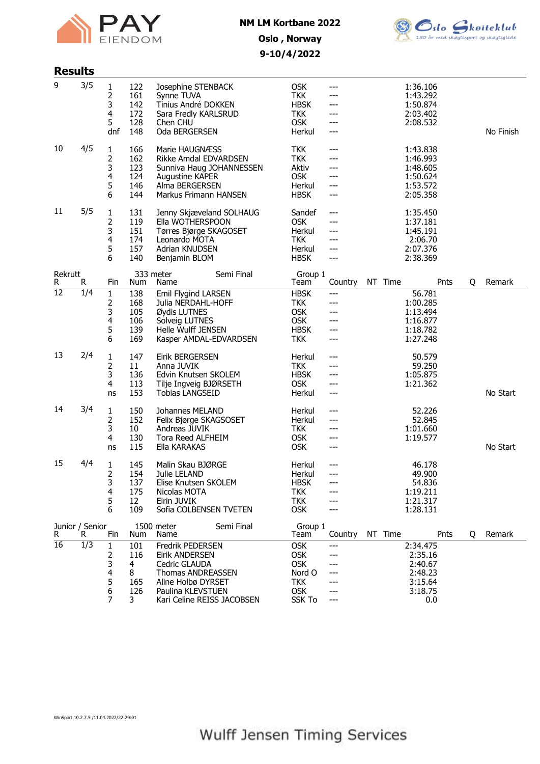**NM LM Kortbane 2022**

**Oslo , Norway**

**9-10/4/2022**

## Results

| R | R | Fin | Num | Name | Team | Country | NT | Time | Pnts | Q | Remark |
|---|---|---|---|---|---|---|---|---|---|---|---|
| 9 | 3/5 | 1 | 122 | Josephine STENBACK | OSK | --- | | 1:36.106 | | | |
| | | 2 | 161 | Synne TUVA | TKK | --- | | 1:43.292 | | | |
| | | 3 | 142 | Tinius André DOKKEN | HBSK | --- | | 1:50.874 | | | |
| | | 4 | 172 | Sara Fredly KARLSRUD | TKK | --- | | 2:03.402 | | | |
| | | 5 | 128 | Chen CHU | OSK | --- | | 2:08.532 | | | |
| | | dnf | 148 | Oda BERGERSEN | Herkul | --- | | | | | No Finish |
| 10 | 4/5 | 1 | 166 | Marie HAUGNÆSS | TKK | --- | | 1:43.838 | | | |
| | | 2 | 162 | Rikke Amdal EDVARDSEN | TKK | --- | | 1:46.993 | | | |
| | | 3 | 123 | Sunniva Haug JOHANNESSEN | Aktiv | --- | | 1:48.605 | | | |
| | | 4 | 124 | Augustine KAPER | OSK | --- | | 1:50.624 | | | |
| | | 5 | 146 | Alma BERGERSEN | Herkul | --- | | 1:53.572 | | | |
| | | 6 | 144 | Markus Frimann HANSEN | HBSK | --- | | 2:05.358 | | | |
| 11 | 5/5 | 1 | 131 | Jenny Skjæveland SOLHAUG | Sandef | --- | | 1:35.450 | | | |
| | | 2 | 119 | Ella WOTHERSPOON | OSK | --- | | 1:37.181 | | | |
| | | 3 | 151 | Tørres Bjørge SKAGOSET | Herkul | --- | | 1:45.191 | | | |
| | | 4 | 174 | Leonardo MOTA | TKK | --- | | 2:06.70 | | | |
| | | 5 | 157 | Adrian KNUDSEN | Herkul | --- | | 2:07.376 | | | |
| | | 6 | 140 | Benjamin BLOM | HBSK | --- | | 2:38.369 | | | |

Rekrutt — 333 meter — Semi Final — Group 1

| R | R | Fin | Num | Name | Team | Country | NT | Time | Pnts | Q | Remark |
|---|---|---|---|---|---|---|---|---|---|---|---|
| 12 | 1/4 | 1 | 138 | Emil Flygind LARSEN | HBSK | --- | | 56.781 | | | |
| | | 2 | 168 | Julia NERDAHL-HOFF | TKK | --- | | 1:00.285 | | | |
| | | 3 | 105 | Øydis LUTNES | OSK | --- | | 1:13.494 | | | |
| | | 4 | 106 | Solveig LUTNES | OSK | --- | | 1:16.877 | | | |
| | | 5 | 139 | Helle Wulff JENSEN | HBSK | --- | | 1:18.782 | | | |
| | | 6 | 169 | Kasper AMDAL-EDVARDSEN | TKK | --- | | 1:27.248 | | | |
| 13 | 2/4 | 1 | 147 | Eirik BERGERSEN | Herkul | --- | | 50.579 | | | |
| | | 2 | 11 | Anna JUVIK | TKK | --- | | 59.250 | | | |
| | | 3 | 136 | Edvin Knutsen SKOLEM | HBSK | --- | | 1:05.875 | | | |
| | | 4 | 113 | Tilje Ingveig BJØRSETH | OSK | --- | | 1:21.362 | | | |
| | | ns | 153 | Tobias LANGSEID | Herkul | --- | | | | | No Start |
| 14 | 3/4 | 1 | 150 | Johannes MELAND | Herkul | --- | | 52.226 | | | |
| | | 2 | 152 | Felix Bjørge SKAGSOSET | Herkul | --- | | 52.845 | | | |
| | | 3 | 10 | Andreas JUVIK | TKK | --- | | 1:01.660 | | | |
| | | 4 | 130 | Tora Reed ALFHEIM | OSK | --- | | 1:19.577 | | | |
| | | ns | 115 | Ella KARAKAS | OSK | --- | | | | | No Start |
| 15 | 4/4 | 1 | 145 | Malin Skau BJØRGE | Herkul | --- | | 46.178 | | | |
| | | 2 | 154 | Julie LELAND | Herkul | --- | | 49.900 | | | |
| | | 3 | 137 | Elise Knutsen SKOLEM | HBSK | --- | | 54.836 | | | |
| | | 4 | 175 | Nicolas MOTA | TKK | --- | | 1:19.211 | | | |
| | | 5 | 12 | Eirin JUVIK | TKK | --- | | 1:21.317 | | | |
| | | 6 | 109 | Sofia COLBENSEN TVETEN | OSK | --- | | 1:28.131 | | | |

Junior / Senior — 1500 meter — Semi Final — Group 1

| R | R | Fin | Num | Name | Team | Country | NT | Time | Pnts | Q | Remark |
|---|---|---|---|---|---|---|---|---|---|---|---|
| 16 | 1/3 | 1 | 101 | Fredrik PEDERSEN | OSK | --- | | 2:34.475 | | | |
| | | 2 | 116 | Eirik ANDERSEN | OSK | --- | | 2:35.16 | | | |
| | | 3 | 4 | Cedric GLAUDA | OSK | --- | | 2:40.67 | | | |
| | | 4 | 8 | Thomas ANDREASSEN | Nord O | --- | | 2:48.23 | | | |
| | | 5 | 165 | Aline Holbø DYRSET | TKK | --- | | 3:15.64 | | | |
| | | 6 | 126 | Paulina KLEVSTUEN | OSK | --- | | 3:18.75 | | | |
| | | 7 | 3 | Kari Celine REISS JACOBSEN | SSK To | --- | | 0.0 | | | |

WinSport 10.2.7.5 /11.04.2022/22:29:01

Wulff Jensen Timing Services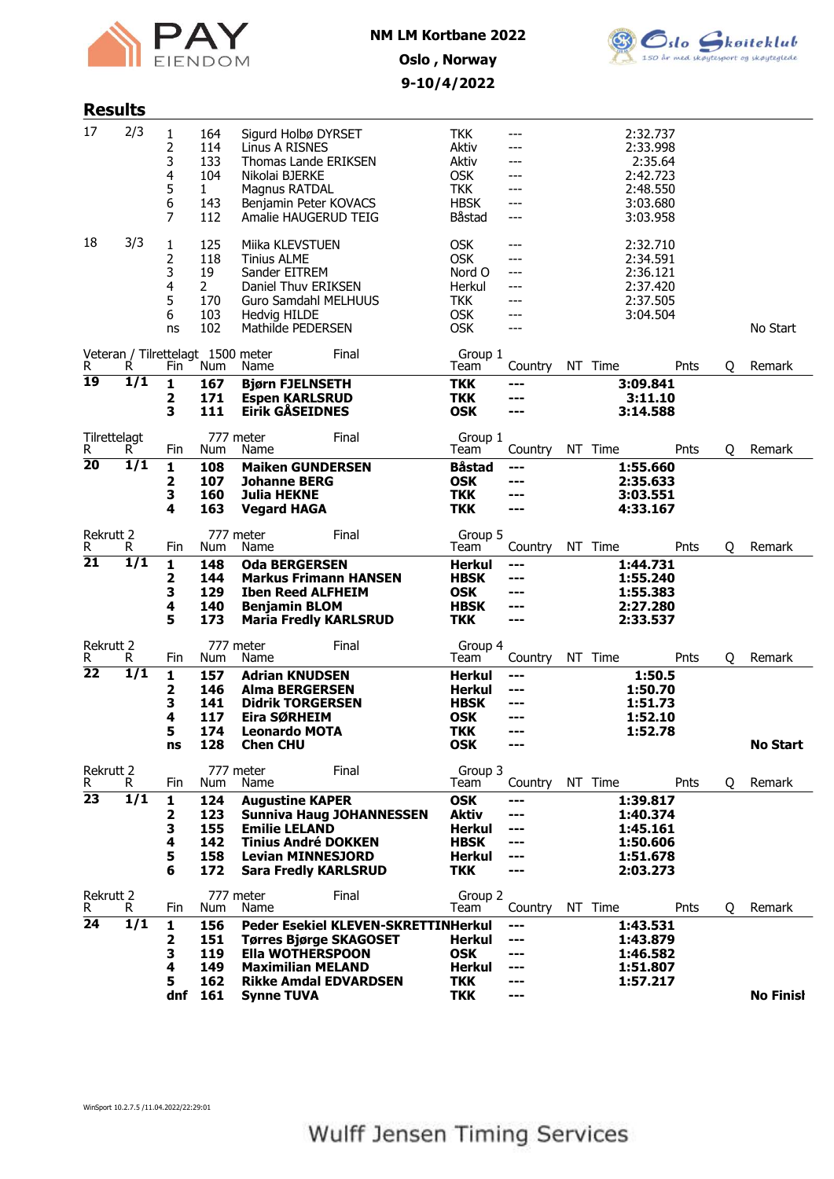NM LM Kortbane 2022

Oslo , Norway

9-10/4/2022

## Results

| R | R | Fin | Num | Name | Team | Country | NT | Time | Pnts | Q | Remark |
|---|---|---|---|---|---|---|---|---|---|---|---|
| 17 | 2/3 | 1 | 164 | Sigurd Holbø DYRSET | TKK | --- | | 2:32.737 | | | |
| | | 2 | 114 | Linus A RISNES | Aktiv | --- | | 2:33.998 | | | |
| | | 3 | 133 | Thomas Lande ERIKSEN | Aktiv | --- | | 2:35.64 | | | |
| | | 4 | 104 | Nikolai BJERKE | OSK | --- | | 2:42.723 | | | |
| | | 5 | 1 | Magnus RATDAL | TKK | --- | | 2:48.550 | | | |
| | | 6 | 143 | Benjamin Peter KOVACS | HBSK | --- | | 3:03.680 | | | |
| | | 7 | 112 | Amalie HAUGERUD TEIG | Båstad | --- | | 3:03.958 | | | |
| 18 | 3/3 | 1 | 125 | Miika KLEVSTUEN | OSK | --- | | 2:32.710 | | | |
| | | 2 | 118 | Tinius ALME | OSK | --- | | 2:34.591 | | | |
| | | 3 | 19 | Sander EITREM | Nord O | --- | | 2:36.121 | | | |
| | | 4 | 2 | Daniel Thuv ERIKSEN | Herkul | --- | | 2:37.420 | | | |
| | | 5 | 170 | Guro Samdahl MELHUUS | TKK | --- | | 2:37.505 | | | |
| | | 6 | 103 | Hedvig HILDE | OSK | --- | | 3:04.504 | | | |
| | | ns | 102 | Mathilde PEDERSEN | OSK | --- | | | | | No Start |

Veteran / Tilrettelagt 1500 meter Final Group 1

| R | R | Fin | Num | Name | Team | Country | NT | Time | Pnts | Q | Remark |
|---|---|---|---|---|---|---|---|---|---|---|---|
| **19** | **1/1** | **1** | **167** | **Bjørn FJELNSETH** | **TKK** | **---** | | **3:09.841** | | | |
| | | **2** | **171** | **Espen KARLSRUD** | **TKK** | **---** | | **3:11.10** | | | |
| | | **3** | **111** | **Eirik GÅSEIDNES** | **OSK** | **---** | | **3:14.588** | | | |

Tilrettelagt 777 meter Final Group 1

| R | R | Fin | Num | Name | Team | Country | NT | Time | Pnts | Q | Remark |
|---|---|---|---|---|---|---|---|---|---|---|---|
| **20** | **1/1** | **1** | **108** | **Maiken GUNDERSEN** | **Båstad** | **---** | | **1:55.660** | | | |
| | | **2** | **107** | **Johanne BERG** | **OSK** | **---** | | **2:35.633** | | | |
| | | **3** | **160** | **Julia HEKNE** | **TKK** | **---** | | **3:03.551** | | | |
| | | **4** | **163** | **Vegard HAGA** | **TKK** | **---** | | **4:33.167** | | | |

Rekrutt 2 777 meter Final Group 5

| R | R | Fin | Num | Name | Team | Country | NT | Time | Pnts | Q | Remark |
|---|---|---|---|---|---|---|---|---|---|---|---|
| **21** | **1/1** | **1** | **148** | **Oda BERGERSEN** | **Herkul** | **---** | | **1:44.731** | | | |
| | | **2** | **144** | **Markus Frimann HANSEN** | **HBSK** | **---** | | **1:55.240** | | | |
| | | **3** | **129** | **Iben Reed ALFHEIM** | **OSK** | **---** | | **1:55.383** | | | |
| | | **4** | **140** | **Benjamin BLOM** | **HBSK** | **---** | | **2:27.280** | | | |
| | | **5** | **173** | **Maria Fredly KARLSRUD** | **TKK** | **---** | | **2:33.537** | | | |

Rekrutt 2 777 meter Final Group 4

| R | R | Fin | Num | Name | Team | Country | NT | Time | Pnts | Q | Remark |
|---|---|---|---|---|---|---|---|---|---|---|---|
| **22** | **1/1** | **1** | **157** | **Adrian KNUDSEN** | **Herkul** | **---** | | **1:50.5** | | | |
| | | **2** | **146** | **Alma BERGERSEN** | **Herkul** | **---** | | **1:50.70** | | | |
| | | **3** | **141** | **Didrik TORGERSEN** | **HBSK** | **---** | | **1:51.73** | | | |
| | | **4** | **117** | **Eira SØRHEIM** | **OSK** | **---** | | **1:52.10** | | | |
| | | **5** | **174** | **Leonardo MOTA** | **TKK** | **---** | | **1:52.78** | | | |
| | | **ns** | **128** | **Chen CHU** | **OSK** | **---** | | | | | **No Start** |

Rekrutt 2 777 meter Final Group 3

| R | R | Fin | Num | Name | Team | Country | NT | Time | Pnts | Q | Remark |
|---|---|---|---|---|---|---|---|---|---|---|---|
| **23** | **1/1** | **1** | **124** | **Augustine KAPER** | **OSK** | **---** | | **1:39.817** | | | |
| | | **2** | **123** | **Sunniva Haug JOHANNESSEN** | **Aktiv** | **---** | | **1:40.374** | | | |
| | | **3** | **155** | **Emilie LELAND** | **Herkul** | **---** | | **1:45.161** | | | |
| | | **4** | **142** | **Tinius André DOKKEN** | **HBSK** | **---** | | **1:50.606** | | | |
| | | **5** | **158** | **Levian MINNESJORD** | **Herkul** | **---** | | **1:51.678** | | | |
| | | **6** | **172** | **Sara Fredly KARLSRUD** | **TKK** | **---** | | **2:03.273** | | | |

Rekrutt 2 777 meter Final Group 2

| R | R | Fin | Num | Name | Team | Country | NT | Time | Pnts | Q | Remark |
|---|---|---|---|---|---|---|---|---|---|---|---|
| **24** | **1/1** | **1** | **156** | **Peder Esekiel KLEVEN-SKRETTIN** | **Herkul** | **---** | | **1:43.531** | | | |
| | | **2** | **151** | **Tørres Bjørge SKAGOSET** | **Herkul** | **---** | | **1:43.879** | | | |
| | | **3** | **119** | **Ella WOTHERSPOON** | **OSK** | **---** | | **1:46.582** | | | |
| | | **4** | **149** | **Maximilian MELAND** | **Herkul** | **---** | | **1:51.807** | | | |
| | | **5** | **162** | **Rikke Amdal EDVARDSEN** | **TKK** | **---** | | **1:57.217** | | | |
| | | **dnf** | **161** | **Synne TUVA** | **TKK** | **---** | | | | | **No Finish** |

WinSport 10.2.7.5 /11.04.2022/22:29:01

Wulff Jensen Timing Services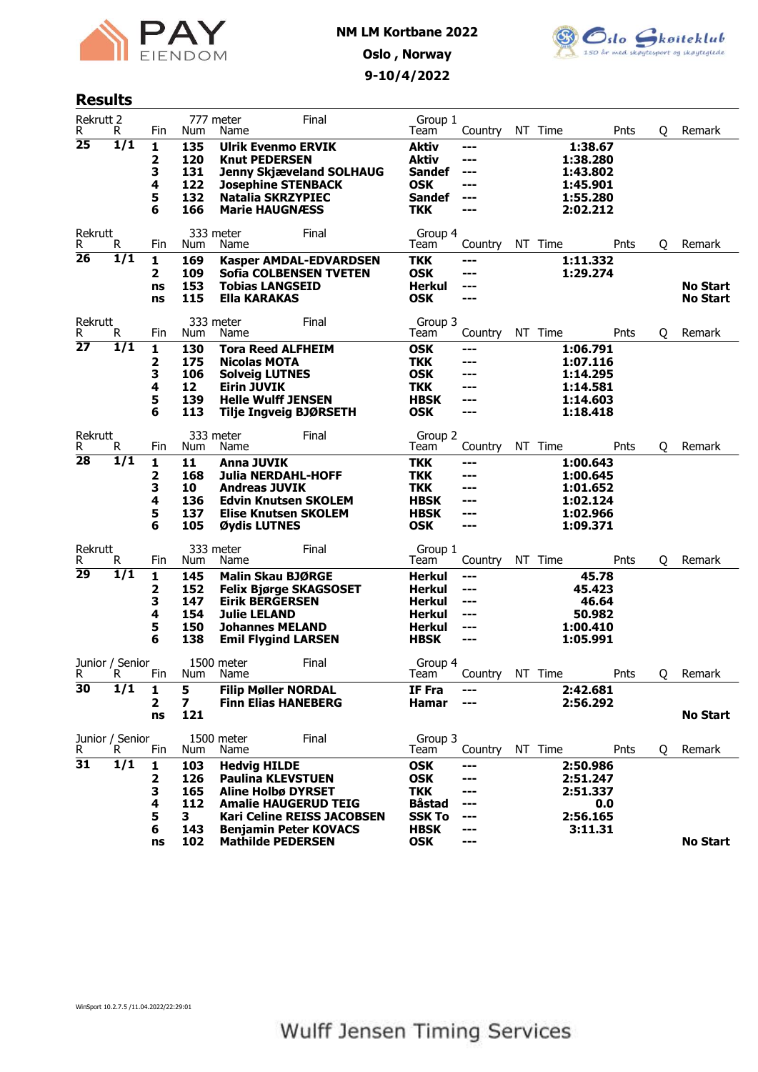NM LM Kortbane 2022

Oslo , Norway

9-10/4/2022

## Results

Rekrutt 2 — 777 meter — Final — Group 1

| R | R | Fin | Num | Name | Team | Country | NT | Time | Pnts | Q | Remark |
|---|---|---|---|---|---|---|---|---|---|---|---|
| **25** | **1/1** | **1** | **135** | **Ulrik Evenmo ERVIK** | **Aktiv** | **---** | | **1:38.67** | | | |
| | | **2** | **120** | **Knut PEDERSEN** | **Aktiv** | **---** | | **1:38.280** | | | |
| | | **3** | **131** | **Jenny Skjæveland SOLHAUG** | **Sandef** | **---** | | **1:43.802** | | | |
| | | **4** | **122** | **Josephine STENBACK** | **OSK** | **---** | | **1:45.901** | | | |
| | | **5** | **132** | **Natalia SKRZYPIEC** | **Sandef** | **---** | | **1:55.280** | | | |
| | | **6** | **166** | **Marie HAUGNÆSS** | **TKK** | **---** | | **2:02.212** | | | |

Rekrutt — 333 meter — Final — Group 4

| R | R | Fin | Num | Name | Team | Country | NT | Time | Pnts | Q | Remark |
|---|---|---|---|---|---|---|---|---|---|---|---|
| **26** | **1/1** | **1** | **169** | **Kasper AMDAL-EDVARDSEN** | **TKK** | **---** | | **1:11.332** | | | |
| | | **2** | **109** | **Sofia COLBENSEN TVETEN** | **OSK** | **---** | | **1:29.274** | | | |
| | | **ns** | **153** | **Tobias LANGSEID** | **Herkul** | **---** | | | | | **No Start** |
| | | **ns** | **115** | **Ella KARAKAS** | **OSK** | **---** | | | | | **No Start** |

Rekrutt — 333 meter — Final — Group 3

| R | R | Fin | Num | Name | Team | Country | NT | Time | Pnts | Q | Remark |
|---|---|---|---|---|---|---|---|---|---|---|---|
| **27** | **1/1** | **1** | **130** | **Tora Reed ALFHEIM** | **OSK** | **---** | | **1:06.791** | | | |
| | | **2** | **175** | **Nicolas MOTA** | **TKK** | **---** | | **1:07.116** | | | |
| | | **3** | **106** | **Solveig LUTNES** | **OSK** | **---** | | **1:14.295** | | | |
| | | **4** | **12** | **Eirin JUVIK** | **TKK** | **---** | | **1:14.581** | | | |
| | | **5** | **139** | **Helle Wulff JENSEN** | **HBSK** | **---** | | **1:14.603** | | | |
| | | **6** | **113** | **Tilje Ingveig BJØRSETH** | **OSK** | **---** | | **1:18.418** | | | |

Rekrutt — 333 meter — Final — Group 2

| R | R | Fin | Num | Name | Team | Country | NT | Time | Pnts | Q | Remark |
|---|---|---|---|---|---|---|---|---|---|---|---|
| **28** | **1/1** | **1** | **11** | **Anna JUVIK** | **TKK** | **---** | | **1:00.643** | | | |
| | | **2** | **168** | **Julia NERDAHL-HOFF** | **TKK** | **---** | | **1:00.645** | | | |
| | | **3** | **10** | **Andreas JUVIK** | **TKK** | **---** | | **1:01.652** | | | |
| | | **4** | **136** | **Edvin Knutsen SKOLEM** | **HBSK** | **---** | | **1:02.124** | | | |
| | | **5** | **137** | **Elise Knutsen SKOLEM** | **HBSK** | **---** | | **1:02.966** | | | |
| | | **6** | **105** | **Øydis LUTNES** | **OSK** | **---** | | **1:09.371** | | | |

Rekrutt — 333 meter — Final — Group 1

| R | R | Fin | Num | Name | Team | Country | NT | Time | Pnts | Q | Remark |
|---|---|---|---|---|---|---|---|---|---|---|---|
| **29** | **1/1** | **1** | **145** | **Malin Skau BJØRGE** | **Herkul** | **---** | | **45.78** | | | |
| | | **2** | **152** | **Felix Bjørge SKAGSOSET** | **Herkul** | **---** | | **45.423** | | | |
| | | **3** | **147** | **Eirik BERGERSEN** | **Herkul** | **---** | | **46.64** | | | |
| | | **4** | **154** | **Julie LELAND** | **Herkul** | **---** | | **50.982** | | | |
| | | **5** | **150** | **Johannes MELAND** | **Herkul** | **---** | | **1:00.410** | | | |
| | | **6** | **138** | **Emil Flygind LARSEN** | **HBSK** | **---** | | **1:05.991** | | | |

Junior / Senior — 1500 meter — Final — Group 4

| R | R | Fin | Num | Name | Team | Country | NT | Time | Pnts | Q | Remark |
|---|---|---|---|---|---|---|---|---|---|---|---|
| **30** | **1/1** | **1** | **5** | **Filip Møller NORDAL** | **IF Fra** | **---** | | **2:42.681** | | | |
| | | **2** | **7** | **Finn Elias HANEBERG** | **Hamar** | **---** | | **2:56.292** | | | |
| | | **ns** | **121** | | | | | | | | **No Start** |

Junior / Senior — 1500 meter — Final — Group 3

| R | R | Fin | Num | Name | Team | Country | NT | Time | Pnts | Q | Remark |
|---|---|---|---|---|---|---|---|---|---|---|---|
| **31** | **1/1** | **1** | **103** | **Hedvig HILDE** | **OSK** | **---** | | **2:50.986** | | | |
| | | **2** | **126** | **Paulina KLEVSTUEN** | **OSK** | **---** | | **2:51.247** | | | |
| | | **3** | **165** | **Aline Holbø DYRSET** | **TKK** | **---** | | **2:51.337** | | | |
| | | **4** | **112** | **Amalie HAUGERUD TEIG** | **Båstad** | **---** | | **0.0** | | | |
| | | **5** | **3** | **Kari Celine REISS JACOBSEN** | **SSK To** | **---** | | **2:56.165** | | | |
| | | **6** | **143** | **Benjamin Peter KOVACS** | **HBSK** | **---** | | **3:11.31** | | | |
| | | **ns** | **102** | **Mathilde PEDERSEN** | **OSK** | **---** | | | | | **No Start** |

WinSport 10.2.7.5 /11.04.2022/22:29:01

Wulff Jensen Timing Services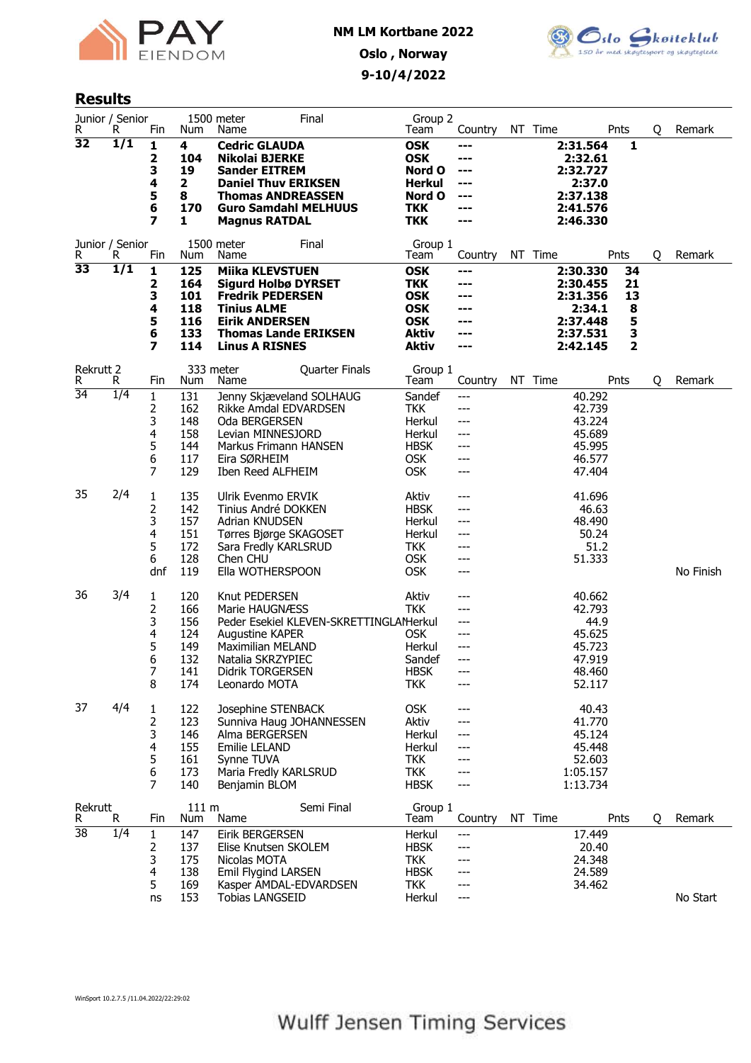NM LM Kortbane 2022

Oslo , Norway

9-10/4/2022

## Results

Junior / Senior — 1500 meter — Final — Group 2

| R | R | Fin | Num | Name | Team | Country | NT | Time | Pnts | Q | Remark |
|---|---|---|---|---|---|---|---|---|---|---|---|
| **32** | **1/1** | **1** | **4** | **Cedric GLAUDA** | **OSK** | **---** | | **2:31.564** | **1** | | |
| | | **2** | **104** | **Nikolai BJERKE** | **OSK** | **---** | | **2:32.61** | | | |
| | | **3** | **19** | **Sander EITREM** | **Nord O** | **---** | | **2:32.727** | | | |
| | | **4** | **2** | **Daniel Thuv ERIKSEN** | **Herkul** | **---** | | **2:37.0** | | | |
| | | **5** | **8** | **Thomas ANDREASSEN** | **Nord O** | **---** | | **2:37.138** | | | |
| | | **6** | **170** | **Guro Samdahl MELHUUS** | **TKK** | **---** | | **2:41.576** | | | |
| | | **7** | **1** | **Magnus RATDAL** | **TKK** | **---** | | **2:46.330** | | | |

Junior / Senior — 1500 meter — Final — Group 1

| R | R | Fin | Num | Name | Team | Country | NT | Time | Pnts | Q | Remark |
|---|---|---|---|---|---|---|---|---|---|---|---|
| **33** | **1/1** | **1** | **125** | **Miika KLEVSTUEN** | **OSK** | **---** | | **2:30.330** | **34** | | |
| | | **2** | **164** | **Sigurd Holbø DYRSET** | **TKK** | **---** | | **2:30.455** | **21** | | |
| | | **3** | **101** | **Fredrik PEDERSEN** | **OSK** | **---** | | **2:31.356** | **13** | | |
| | | **4** | **118** | **Tinius ALME** | **OSK** | **---** | | **2:34.1** | **8** | | |
| | | **5** | **116** | **Eirik ANDERSEN** | **OSK** | **---** | | **2:37.448** | **5** | | |
| | | **6** | **133** | **Thomas Lande ERIKSEN** | **Aktiv** | **---** | | **2:37.531** | **3** | | |
| | | **7** | **114** | **Linus A RISNES** | **Aktiv** | **---** | | **2:42.145** | **2** | | |

Rekrutt 2 — 333 meter — Quarter Finals — Group 1

| R | R | Fin | Num | Name | Team | Country | NT | Time | Pnts | Q | Remark |
|---|---|---|---|---|---|---|---|---|---|---|---|
| 34 | 1/4 | 1 | 131 | Jenny Skjæveland SOLHAUG | Sandef | --- | | 40.292 | | | |
| | | 2 | 162 | Rikke Amdal EDVARDSEN | TKK | --- | | 42.739 | | | |
| | | 3 | 148 | Oda BERGERSEN | Herkul | --- | | 43.224 | | | |
| | | 4 | 158 | Levian MINNESJORD | Herkul | --- | | 45.689 | | | |
| | | 5 | 144 | Markus Frimann HANSEN | HBSK | --- | | 45.995 | | | |
| | | 6 | 117 | Eira SØRHEIM | OSK | --- | | 46.577 | | | |
| | | 7 | 129 | Iben Reed ALFHEIM | OSK | --- | | 47.404 | | | |
| 35 | 2/4 | 1 | 135 | Ulrik Evenmo ERVIK | Aktiv | --- | | 41.696 | | | |
| | | 2 | 142 | Tinius André DOKKEN | HBSK | --- | | 46.63 | | | |
| | | 3 | 157 | Adrian KNUDSEN | Herkul | --- | | 48.490 | | | |
| | | 4 | 151 | Tørres Bjørge SKAGOSET | Herkul | --- | | 50.24 | | | |
| | | 5 | 172 | Sara Fredly KARLSRUD | TKK | --- | | 51.2 | | | |
| | | 6 | 128 | Chen CHU | OSK | --- | | 51.333 | | | |
| | | dnf | 119 | Ella WOTHERSPOON | OSK | --- | | | | | No Finish |
| 36 | 3/4 | 1 | 120 | Knut PEDERSEN | Aktiv | --- | | 40.662 | | | |
| | | 2 | 166 | Marie HAUGNÆSS | TKK | --- | | 42.793 | | | |
| | | 3 | 156 | Peder Esekiel KLEVEN-SKRETTINGLAN | Herkul | --- | | 44.9 | | | |
| | | 4 | 124 | Augustine KAPER | OSK | --- | | 45.625 | | | |
| | | 5 | 149 | Maximilian MELAND | Herkul | --- | | 45.723 | | | |
| | | 6 | 132 | Natalia SKRZYPIEC | Sandef | --- | | 47.919 | | | |
| | | 7 | 141 | Didrik TORGERSEN | HBSK | --- | | 48.460 | | | |
| | | 8 | 174 | Leonardo MOTA | TKK | --- | | 52.117 | | | |
| 37 | 4/4 | 1 | 122 | Josephine STENBACK | OSK | --- | | 40.43 | | | |
| | | 2 | 123 | Sunniva Haug JOHANNESSEN | Aktiv | --- | | 41.770 | | | |
| | | 3 | 146 | Alma BERGERSEN | Herkul | --- | | 45.124 | | | |
| | | 4 | 155 | Emilie LELAND | Herkul | --- | | 45.448 | | | |
| | | 5 | 161 | Synne TUVA | TKK | --- | | 52.603 | | | |
| | | 6 | 173 | Maria Fredly KARLSRUD | TKK | --- | | 1:05.157 | | | |
| | | 7 | 140 | Benjamin BLOM | HBSK | --- | | 1:13.734 | | | |

Rekrutt — 111 m — Semi Final — Group 1

| R | R | Fin | Num | Name | Team | Country | NT | Time | Pnts | Q | Remark |
|---|---|---|---|---|---|---|---|---|---|---|---|
| 38 | 1/4 | 1 | 147 | Eirik BERGERSEN | Herkul | --- | | 17.449 | | | |
| | | 2 | 137 | Elise Knutsen SKOLEM | HBSK | --- | | 20.40 | | | |
| | | 3 | 175 | Nicolas MOTA | TKK | --- | | 24.348 | | | |
| | | 4 | 138 | Emil Flygind LARSEN | HBSK | --- | | 24.589 | | | |
| | | 5 | 169 | Kasper AMDAL-EDVARDSEN | TKK | --- | | 34.462 | | | |
| | | ns | 153 | Tobias LANGSEID | Herkul | --- | | | | | No Start |

WinSport 10.2.7.5 /11.04.2022/22:29:02

Wulff Jensen Timing Services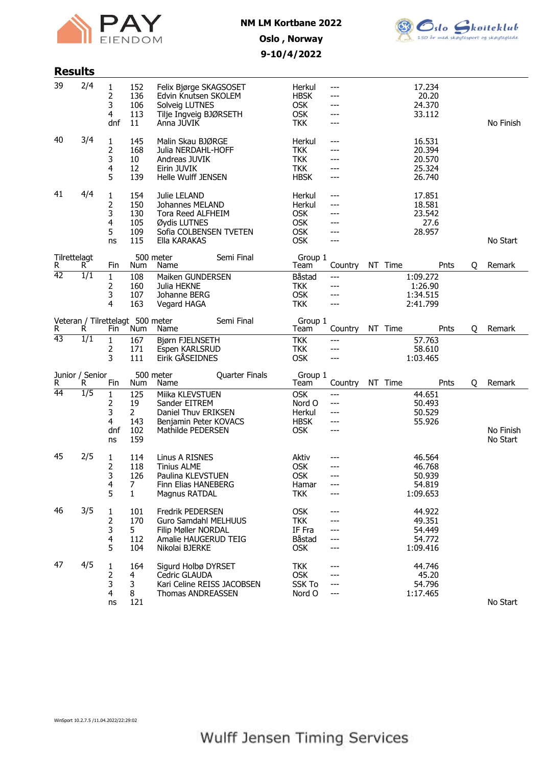# NM LM Kortbane 2022

**Oslo , Norway**

**9-10/4/2022**

## Results

| R | R | Fin | Num | Name | Team | Country | NT | Time | Pnts | Q | Remark |
|---|---|---|---|---|---|---|---|---|---|---|---|
| 39 | 2/4 | 1 | 152 | Felix Bjørge SKAGSOSET | Herkul | --- | | 17.234 | | | |
| | | 2 | 136 | Edvin Knutsen SKOLEM | HBSK | --- | | 20.20 | | | |
| | | 3 | 106 | Solveig LUTNES | OSK | --- | | 24.370 | | | |
| | | 4 | 113 | Tilje Ingveig BJØRSETH | OSK | --- | | 33.112 | | | |
| | | dnf | 11 | Anna JUVIK | TKK | --- | | | | | No Finish |
| 40 | 3/4 | 1 | 145 | Malin Skau BJØRGE | Herkul | --- | | 16.531 | | | |
| | | 2 | 168 | Julia NERDAHL-HOFF | TKK | --- | | 20.394 | | | |
| | | 3 | 10 | Andreas JUVIK | TKK | --- | | 20.570 | | | |
| | | 4 | 12 | Eirin JUVIK | TKK | --- | | 25.324 | | | |
| | | 5 | 139 | Helle Wulff JENSEN | HBSK | --- | | 26.740 | | | |
| 41 | 4/4 | 1 | 154 | Julie LELAND | Herkul | --- | | 17.851 | | | |
| | | 2 | 150 | Johannes MELAND | Herkul | --- | | 18.581 | | | |
| | | 3 | 130 | Tora Reed ALFHEIM | OSK | --- | | 23.542 | | | |
| | | 4 | 105 | Øydis LUTNES | OSK | --- | | 27.6 | | | |
| | | 5 | 109 | Sofia COLBENSEN TVETEN | OSK | --- | | 28.957 | | | |
| | | ns | 115 | Ella KARAKAS | OSK | --- | | | | | No Start |

Tilrettelagt — 500 meter — Semi Final — Group 1

| R | R | Fin | Num | Name | Team | Country | NT | Time | Pnts | Q | Remark |
|---|---|---|---|---|---|---|---|---|---|---|---|
| 42 | 1/1 | 1 | 108 | Maiken GUNDERSEN | Båstad | --- | | 1:09.272 | | | |
| | | 2 | 160 | Julia HEKNE | TKK | --- | | 1:26.90 | | | |
| | | 3 | 107 | Johanne BERG | OSK | --- | | 1:34.515 | | | |
| | | 4 | 163 | Vegard HAGA | TKK | --- | | 2:41.799 | | | |

Veteran / Tilrettelagt — 500 meter — Semi Final — Group 1

| R | R | Fin | Num | Name | Team | Country | NT | Time | Pnts | Q | Remark |
|---|---|---|---|---|---|---|---|---|---|---|---|
| 43 | 1/1 | 1 | 167 | Bjørn FJELNSETH | TKK | --- | | 57.763 | | | |
| | | 2 | 171 | Espen KARLSRUD | TKK | --- | | 58.610 | | | |
| | | 3 | 111 | Eirik GÅSEIDNES | OSK | --- | | 1:03.465 | | | |

Junior / Senior — 500 meter — Quarter Finals — Group 1

| R | R | Fin | Num | Name | Team | Country | NT | Time | Pnts | Q | Remark |
|---|---|---|---|---|---|---|---|---|---|---|---|
| 44 | 1/5 | 1 | 125 | Miika KLEVSTUEN | OSK | --- | | 44.651 | | | |
| | | 2 | 19 | Sander EITREM | Nord O | --- | | 50.493 | | | |
| | | 3 | 2 | Daniel Thuv ERIKSEN | Herkul | --- | | 50.529 | | | |
| | | 4 | 143 | Benjamin Peter KOVACS | HBSK | --- | | 55.926 | | | |
| | | dnf | 102 | Mathilde PEDERSEN | OSK | --- | | | | | No Finish |
| | | ns | 159 | | | | | | | | No Start |
| 45 | 2/5 | 1 | 114 | Linus A RISNES | Aktiv | --- | | 46.564 | | | |
| | | 2 | 118 | Tinius ALME | OSK | --- | | 46.768 | | | |
| | | 3 | 126 | Paulina KLEVSTUEN | OSK | --- | | 50.939 | | | |
| | | 4 | 7 | Finn Elias HANEBERG | Hamar | --- | | 54.819 | | | |
| | | 5 | 1 | Magnus RATDAL | TKK | --- | | 1:09.653 | | | |
| 46 | 3/5 | 1 | 101 | Fredrik PEDERSEN | OSK | --- | | 44.922 | | | |
| | | 2 | 170 | Guro Samdahl MELHUUS | TKK | --- | | 49.351 | | | |
| | | 3 | 5 | Filip Møller NORDAL | IF Fra | --- | | 54.449 | | | |
| | | 4 | 112 | Amalie HAUGERUD TEIG | Båstad | --- | | 54.772 | | | |
| | | 5 | 104 | Nikolai BJERKE | OSK | --- | | 1:09.416 | | | |
| 47 | 4/5 | 1 | 164 | Sigurd Holbø DYRSET | TKK | --- | | 44.746 | | | |
| | | 2 | 4 | Cedric GLAUDA | OSK | --- | | 45.20 | | | |
| | | 3 | 3 | Kari Celine REISS JACOBSEN | SSK To | --- | | 54.796 | | | |
| | | 4 | 8 | Thomas ANDREASSEN | Nord O | --- | | 1:17.465 | | | |
| | | ns | 121 | | | | | | | | No Start |

WinSport 10.2.7.5 /11.04.2022/22:29:02

Wulff Jensen Timing Services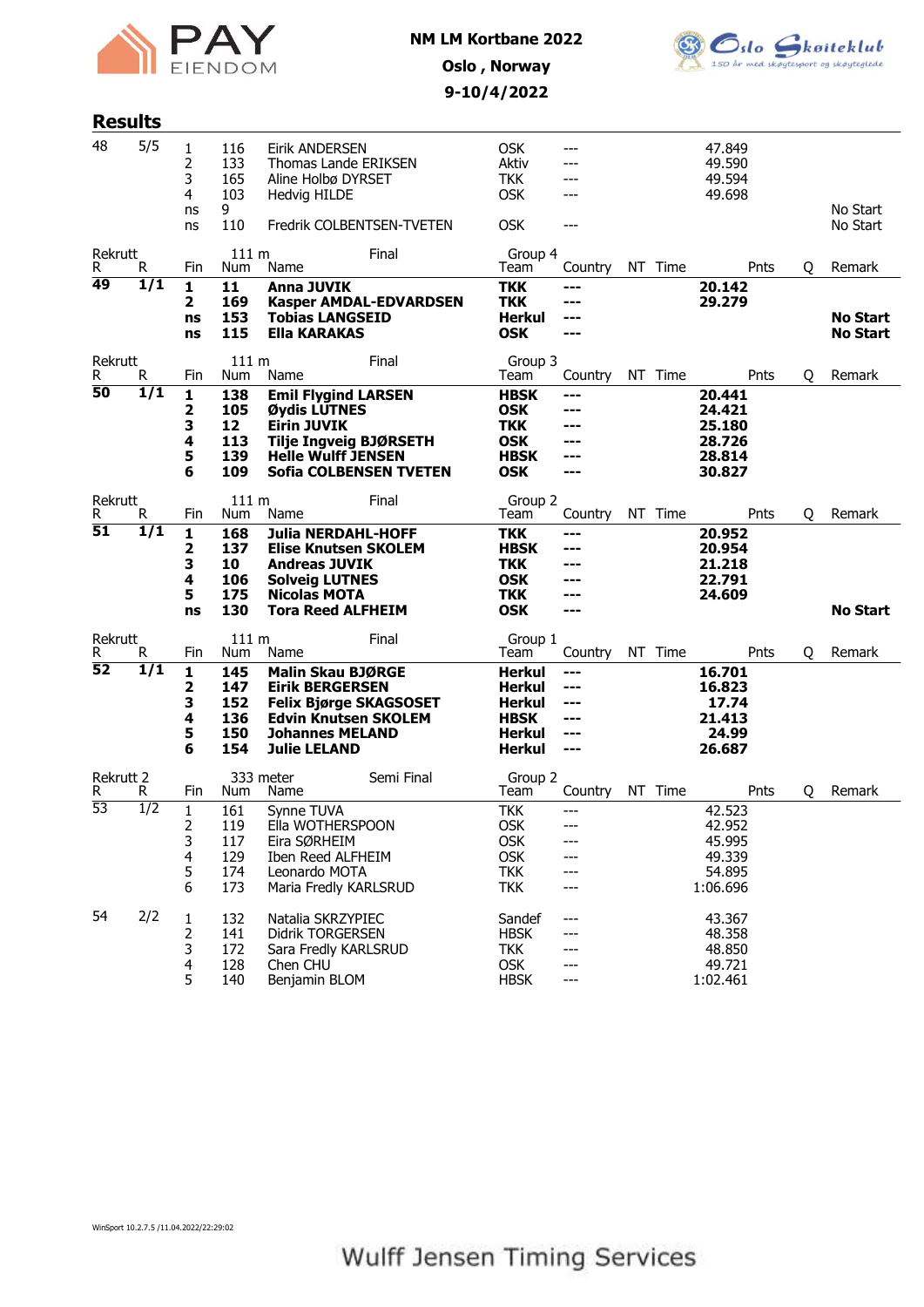NM LM Kortbane 2022

Oslo , Norway

9-10/4/2022

## Results

| R | R | Fin | Num | Name | Team | Country | NT | Time | Pnts | Q | Remark |
|---|---|---|---|---|---|---|---|---|---|---|---|
| 48 | 5/5 | 1 | 116 | Eirik ANDERSEN | OSK | --- | | 47.849 | | | |
| | | 2 | 133 | Thomas Lande ERIKSEN | Aktiv | --- | | 49.590 | | | |
| | | 3 | 165 | Aline Holbø DYRSET | TKK | --- | | 49.594 | | | |
| | | 4 | 103 | Hedvig HILDE | OSK | --- | | 49.698 | | | |
| | | ns | 9 | | | | | | | | No Start |
| | | ns | 110 | Fredrik COLBENTSEN-TVETEN | OSK | --- | | | | | No Start |

Rekrutt — 111 m — Final — Group 4

| R | R | Fin | Num | Name | Team | Country | NT | Time | Pnts | Q | Remark |
|---|---|---|---|---|---|---|---|---|---|---|---|
| **49** | **1/1** | **1** | **11** | **Anna JUVIK** | **TKK** | **---** | | **20.142** | | | |
| | | **2** | **169** | **Kasper AMDAL-EDVARDSEN** | **TKK** | **---** | | **29.279** | | | |
| | | **ns** | **153** | **Tobias LANGSEID** | **Herkul** | **---** | | | | | **No Start** |
| | | **ns** | **115** | **Ella KARAKAS** | **OSK** | **---** | | | | | **No Start** |

Rekrutt — 111 m — Final — Group 3

| R | R | Fin | Num | Name | Team | Country | NT | Time | Pnts | Q | Remark |
|---|---|---|---|---|---|---|---|---|---|---|---|
| **50** | **1/1** | **1** | **138** | **Emil Flygind LARSEN** | **HBSK** | **---** | | **20.441** | | | |
| | | **2** | **105** | **Øydis LUTNES** | **OSK** | **---** | | **24.421** | | | |
| | | **3** | **12** | **Eirin JUVIK** | **TKK** | **---** | | **25.180** | | | |
| | | **4** | **113** | **Tilje Ingveig BJØRSETH** | **OSK** | **---** | | **28.726** | | | |
| | | **5** | **139** | **Helle Wulff JENSEN** | **HBSK** | **---** | | **28.814** | | | |
| | | **6** | **109** | **Sofia COLBENSEN TVETEN** | **OSK** | **---** | | **30.827** | | | |

Rekrutt — 111 m — Final — Group 2

| R | R | Fin | Num | Name | Team | Country | NT | Time | Pnts | Q | Remark |
|---|---|---|---|---|---|---|---|---|---|---|---|
| **51** | **1/1** | **1** | **168** | **Julia NERDAHL-HOFF** | **TKK** | **---** | | **20.952** | | | |
| | | **2** | **137** | **Elise Knutsen SKOLEM** | **HBSK** | **---** | | **20.954** | | | |
| | | **3** | **10** | **Andreas JUVIK** | **TKK** | **---** | | **21.218** | | | |
| | | **4** | **106** | **Solveig LUTNES** | **OSK** | **---** | | **22.791** | | | |
| | | **5** | **175** | **Nicolas MOTA** | **TKK** | **---** | | **24.609** | | | |
| | | **ns** | **130** | **Tora Reed ALFHEIM** | **OSK** | **---** | | | | | **No Start** |

Rekrutt — 111 m — Final — Group 1

| R | R | Fin | Num | Name | Team | Country | NT | Time | Pnts | Q | Remark |
|---|---|---|---|---|---|---|---|---|---|---|---|
| **52** | **1/1** | **1** | **145** | **Malin Skau BJØRGE** | **Herkul** | **---** | | **16.701** | | | |
| | | **2** | **147** | **Eirik BERGERSEN** | **Herkul** | **---** | | **16.823** | | | |
| | | **3** | **152** | **Felix Bjørge SKAGSOSET** | **Herkul** | **---** | | **17.74** | | | |
| | | **4** | **136** | **Edvin Knutsen SKOLEM** | **HBSK** | **---** | | **21.413** | | | |
| | | **5** | **150** | **Johannes MELAND** | **Herkul** | **---** | | **24.99** | | | |
| | | **6** | **154** | **Julie LELAND** | **Herkul** | **---** | | **26.687** | | | |

Rekrutt 2 — 333 meter — Semi Final — Group 2

| R | R | Fin | Num | Name | Team | Country | NT | Time | Pnts | Q | Remark |
|---|---|---|---|---|---|---|---|---|---|---|---|
| 53 | 1/2 | 1 | 161 | Synne TUVA | TKK | --- | | 42.523 | | | |
| | | 2 | 119 | Ella WOTHERSPOON | OSK | --- | | 42.952 | | | |
| | | 3 | 117 | Eira SØRHEIM | OSK | --- | | 45.995 | | | |
| | | 4 | 129 | Iben Reed ALFHEIM | OSK | --- | | 49.339 | | | |
| | | 5 | 174 | Leonardo MOTA | TKK | --- | | 54.895 | | | |
| | | 6 | 173 | Maria Fredly KARLSRUD | TKK | --- | | 1:06.696 | | | |
| 54 | 2/2 | 1 | 132 | Natalia SKRZYPIEC | Sandef | --- | | 43.367 | | | |
| | | 2 | 141 | Didrik TORGERSEN | HBSK | --- | | 48.358 | | | |
| | | 3 | 172 | Sara Fredly KARLSRUD | TKK | --- | | 48.850 | | | |
| | | 4 | 128 | Chen CHU | OSK | --- | | 49.721 | | | |
| | | 5 | 140 | Benjamin BLOM | HBSK | --- | | 1:02.461 | | | |

WinSport 10.2.7.5 /11.04.2022/22:29:02

Wulff Jensen Timing Services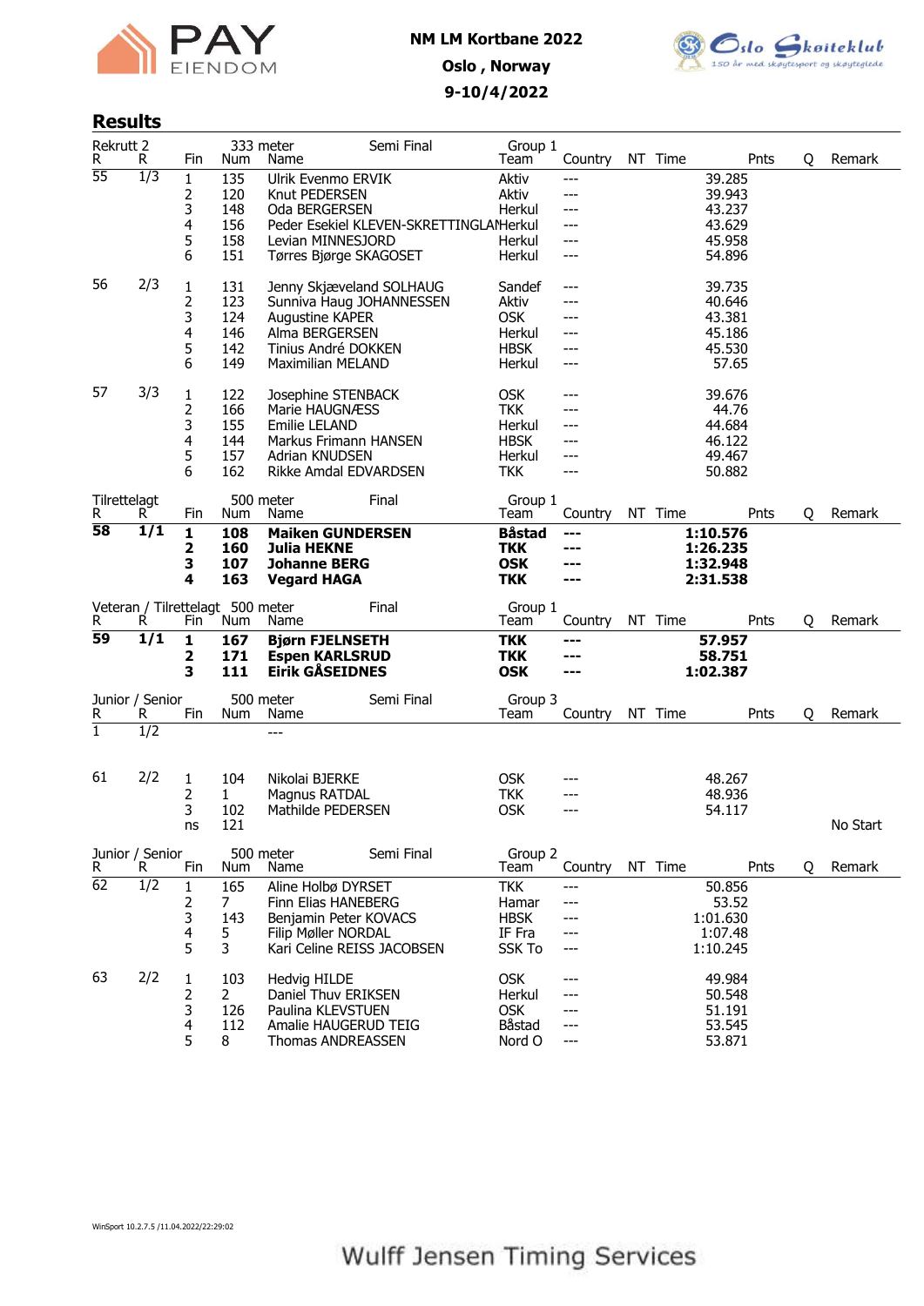NM LM Kortbane 2022

Oslo , Norway

9-10/4/2022

## Results

| Rekrutt 2 | | | 333 meter | Semi Final | Group 1 | | | | | | |
|---|---|---|---|---|---|---|---|---|---|---|---|
| R | R | Fin | Num | Name | Team | Country | NT | Time | Pnts | Q | Remark |
| 55 | 1/3 | 1 | 135 | Ulrik Evenmo ERVIK | Aktiv | --- | | 39.285 | | | |
| | | 2 | 120 | Knut PEDERSEN | Aktiv | --- | | 39.943 | | | |
| | | 3 | 148 | Oda BERGERSEN | Herkul | --- | | 43.237 | | | |
| | | 4 | 156 | Peder Esekiel KLEVEN-SKRETTINGLAN | Herkul | --- | | 43.629 | | | |
| | | 5 | 158 | Levian MINNESJORD | Herkul | --- | | 45.958 | | | |
| | | 6 | 151 | Tørres Bjørge SKAGOSET | Herkul | --- | | 54.896 | | | |
| 56 | 2/3 | 1 | 131 | Jenny Skjæveland SOLHAUG | Sandef | --- | | 39.735 | | | |
| | | 2 | 123 | Sunniva Haug JOHANNESSEN | Aktiv | --- | | 40.646 | | | |
| | | 3 | 124 | Augustine KAPER | OSK | --- | | 43.381 | | | |
| | | 4 | 146 | Alma BERGERSEN | Herkul | --- | | 45.186 | | | |
| | | 5 | 142 | Tinius André DOKKEN | HBSK | --- | | 45.530 | | | |
| | | 6 | 149 | Maximilian MELAND | Herkul | --- | | 57.65 | | | |
| 57 | 3/3 | 1 | 122 | Josephine STENBACK | OSK | --- | | 39.676 | | | |
| | | 2 | 166 | Marie HAUGNÆSS | TKK | --- | | 44.76 | | | |
| | | 3 | 155 | Emilie LELAND | Herkul | --- | | 44.684 | | | |
| | | 4 | 144 | Markus Frimann HANSEN | HBSK | --- | | 46.122 | | | |
| | | 5 | 157 | Adrian KNUDSEN | Herkul | --- | | 49.467 | | | |
| | | 6 | 162 | Rikke Amdal EDVARDSEN | TKK | --- | | 50.882 | | | |

| Tilrettelagt | | | 500 meter | Final | Group 1 | | | | | | |
|---|---|---|---|---|---|---|---|---|---|---|---|
| R | R | Fin | Num | Name | Team | Country | NT | Time | Pnts | Q | Remark |
| **58** | **1/1** | **1** | **108** | **Maiken GUNDERSEN** | **Båstad** | **---** | | **1:10.576** | | | |
| | | **2** | **160** | **Julia HEKNE** | **TKK** | **---** | | **1:26.235** | | | |
| | | **3** | **107** | **Johanne BERG** | **OSK** | **---** | | **1:32.948** | | | |
| | | **4** | **163** | **Vegard HAGA** | **TKK** | **---** | | **2:31.538** | | | |

| Veteran / Tilrettelagt | | | 500 meter | Final | Group 1 | | | | | | |
|---|---|---|---|---|---|---|---|---|---|---|---|
| R | R | Fin | Num | Name | Team | Country | NT | Time | Pnts | Q | Remark |
| **59** | **1/1** | **1** | **167** | **Bjørn FJELNSETH** | **TKK** | **---** | | **57.957** | | | |
| | | **2** | **171** | **Espen KARLSRUD** | **TKK** | **---** | | **58.751** | | | |
| | | **3** | **111** | **Eirik GÅSEIDNES** | **OSK** | **---** | | **1:02.387** | | | |

| Junior / Senior | | | 500 meter | Semi Final | Group 3 | | | | | | |
|---|---|---|---|---|---|---|---|---|---|---|---|
| R | R | Fin | Num | Name | Team | Country | NT | Time | Pnts | Q | Remark |
| 1 | 1/2 | | | --- | | | | | | | |
| 61 | 2/2 | 1 | 104 | Nikolai BJERKE | OSK | --- | | 48.267 | | | |
| | | 2 | 1 | Magnus RATDAL | TKK | --- | | 48.936 | | | |
| | | 3 | 102 | Mathilde PEDERSEN | OSK | --- | | 54.117 | | | |
| | | ns | 121 | | | | | | | | No Start |

| Junior / Senior | | | 500 meter | Semi Final | Group 2 | | | | | | |
|---|---|---|---|---|---|---|---|---|---|---|---|
| R | R | Fin | Num | Name | Team | Country | NT | Time | Pnts | Q | Remark |
| 62 | 1/2 | 1 | 165 | Aline Holbø DYRSET | TKK | --- | | 50.856 | | | |
| | | 2 | 7 | Finn Elias HANEBERG | Hamar | --- | | 53.52 | | | |
| | | 3 | 143 | Benjamin Peter KOVACS | HBSK | --- | | 1:01.630 | | | |
| | | 4 | 5 | Filip Møller NORDAL | IF Fra | --- | | 1:07.48 | | | |
| | | 5 | 3 | Kari Celine REISS JACOBSEN | SSK To | --- | | 1:10.245 | | | |
| 63 | 2/2 | 1 | 103 | Hedvig HILDE | OSK | --- | | 49.984 | | | |
| | | 2 | 2 | Daniel Thuv ERIKSEN | Herkul | --- | | 50.548 | | | |
| | | 3 | 126 | Paulina KLEVSTUEN | OSK | --- | | 51.191 | | | |
| | | 4 | 112 | Amalie HAUGERUD TEIG | Båstad | --- | | 53.545 | | | |
| | | 5 | 8 | Thomas ANDREASSEN | Nord O | --- | | 53.871 | | | |

WinSport 10.2.7.5 /11.04.2022/22:29:02

Wulff Jensen Timing Services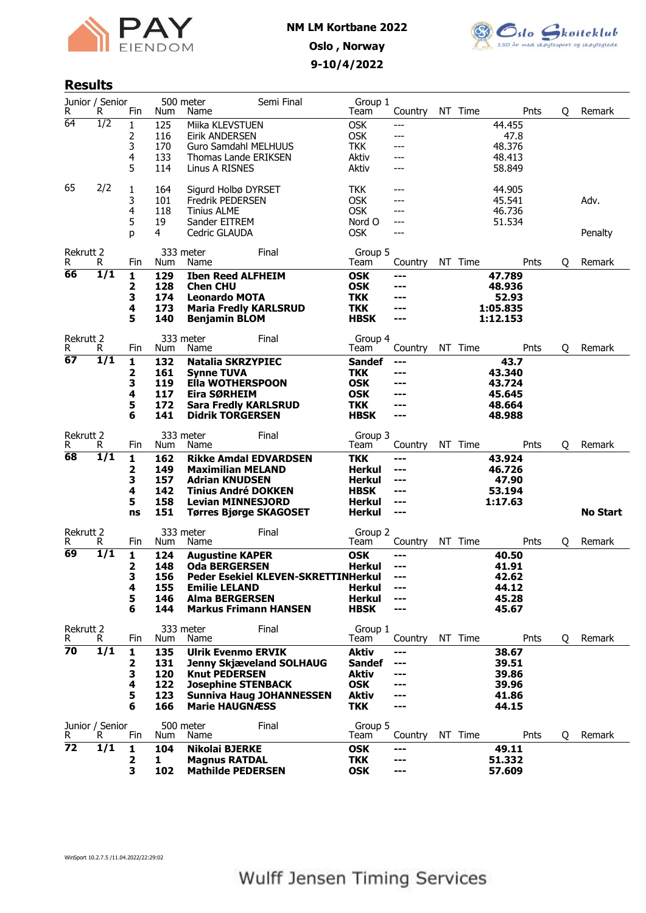**NM LM Kortbane 2022**

**Oslo , Norway**

**9-10/4/2022**

## Results

| Junior / Senior R | R | Fin | 500 meter Num | Semi Final Name | Group 1 Team | Country | NT | Time | Pnts | Q | Remark |
|---|---|---|---|---|---|---|---|---|---|---|---|
| 64 | 1/2 | 1 | 125 | Miika KLEVSTUEN | OSK | --- | | 44.455 | | | |
| | | 2 | 116 | Eirik ANDERSEN | OSK | --- | | 47.8 | | | |
| | | 3 | 170 | Guro Samdahl MELHUUS | TKK | --- | | 48.376 | | | |
| | | 4 | 133 | Thomas Lande ERIKSEN | Aktiv | --- | | 48.413 | | | |
| | | 5 | 114 | Linus A RISNES | Aktiv | --- | | 58.849 | | | |
| 65 | 2/2 | 1 | 164 | Sigurd Holbø DYRSET | TKK | --- | | 44.905 | | | |
| | | 3 | 101 | Fredrik PEDERSEN | OSK | --- | | 45.541 | | | Adv. |
| | | 4 | 118 | Tinius ALME | OSK | --- | | 46.736 | | | |
| | | 5 | 19 | Sander EITREM | Nord O | --- | | 51.534 | | | |
| | | p | 4 | Cedric GLAUDA | OSK | --- | | | | | Penalty |

| Rekrutt 2 R | R | Fin | 333 meter Num | Final Name | Group 5 Team | Country | NT | Time | Pnts | Q | Remark |
|---|---|---|---|---|---|---|---|---|---|---|---|
| **66** | **1/1** | **1** | **129** | **Iben Reed ALFHEIM** | **OSK** | **---** | | **47.789** | | | |
| | | **2** | **128** | **Chen CHU** | **OSK** | **---** | | **48.936** | | | |
| | | **3** | **174** | **Leonardo MOTA** | **TKK** | **---** | | **52.93** | | | |
| | | **4** | **173** | **Maria Fredly KARLSRUD** | **TKK** | **---** | | **1:05.835** | | | |
| | | **5** | **140** | **Benjamin BLOM** | **HBSK** | **---** | | **1:12.153** | | | |

| Rekrutt 2 R | R | Fin | 333 meter Num | Final Name | Group 4 Team | Country | NT | Time | Pnts | Q | Remark |
|---|---|---|---|---|---|---|---|---|---|---|---|
| **67** | **1/1** | **1** | **132** | **Natalia SKRZYPIEC** | **Sandef** | **---** | | **43.7** | | | |
| | | **2** | **161** | **Synne TUVA** | **TKK** | **---** | | **43.340** | | | |
| | | **3** | **119** | **Ella WOTHERSPOON** | **OSK** | **---** | | **43.724** | | | |
| | | **4** | **117** | **Eira SØRHEIM** | **OSK** | **---** | | **45.645** | | | |
| | | **5** | **172** | **Sara Fredly KARLSRUD** | **TKK** | **---** | | **48.664** | | | |
| | | **6** | **141** | **Didrik TORGERSEN** | **HBSK** | **---** | | **48.988** | | | |

| Rekrutt 2 R | R | Fin | 333 meter Num | Final Name | Group 3 Team | Country | NT | Time | Pnts | Q | Remark |
|---|---|---|---|---|---|---|---|---|---|---|---|
| **68** | **1/1** | **1** | **162** | **Rikke Amdal EDVARDSEN** | **TKK** | **---** | | **43.924** | | | |
| | | **2** | **149** | **Maximilian MELAND** | **Herkul** | **---** | | **46.726** | | | |
| | | **3** | **157** | **Adrian KNUDSEN** | **Herkul** | **---** | | **47.90** | | | |
| | | **4** | **142** | **Tinius André DOKKEN** | **HBSK** | **---** | | **53.194** | | | |
| | | **5** | **158** | **Levian MINNESJORD** | **Herkul** | **---** | | **1:17.63** | | | |
| | | **ns** | **151** | **Tørres Bjørge SKAGOSET** | **Herkul** | **---** | | | | | **No Start** |

| Rekrutt 2 R | R | Fin | 333 meter Num | Final Name | Group 2 Team | Country | NT | Time | Pnts | Q | Remark |
|---|---|---|---|---|---|---|---|---|---|---|---|
| **69** | **1/1** | **1** | **124** | **Augustine KAPER** | **OSK** | **---** | | **40.50** | | | |
| | | **2** | **148** | **Oda BERGERSEN** | **Herkul** | **---** | | **41.91** | | | |
| | | **3** | **156** | **Peder Esekiel KLEVEN-SKRETTIN** | **Herkul** | **---** | | **42.62** | | | |
| | | **4** | **155** | **Emilie LELAND** | **Herkul** | **---** | | **44.12** | | | |
| | | **5** | **146** | **Alma BERGERSEN** | **Herkul** | **---** | | **45.28** | | | |
| | | **6** | **144** | **Markus Frimann HANSEN** | **HBSK** | **---** | | **45.67** | | | |

| Rekrutt 2 R | R | Fin | 333 meter Num | Final Name | Group 1 Team | Country | NT | Time | Pnts | Q | Remark |
|---|---|---|---|---|---|---|---|---|---|---|---|
| **70** | **1/1** | **1** | **135** | **Ulrik Evenmo ERVIK** | **Aktiv** | **---** | | **38.67** | | | |
| | | **2** | **131** | **Jenny Skjæveland SOLHAUG** | **Sandef** | **---** | | **39.51** | | | |
| | | **3** | **120** | **Knut PEDERSEN** | **Aktiv** | **---** | | **39.86** | | | |
| | | **4** | **122** | **Josephine STENBACK** | **OSK** | **---** | | **39.96** | | | |
| | | **5** | **123** | **Sunniva Haug JOHANNESSEN** | **Aktiv** | **---** | | **41.86** | | | |
| | | **6** | **166** | **Marie HAUGNÆSS** | **TKK** | **---** | | **44.15** | | | |

| Junior / Senior R | R | Fin | 500 meter Num | Final Name | Group 5 Team | Country | NT | Time | Pnts | Q | Remark |
|---|---|---|---|---|---|---|---|---|---|---|---|
| **72** | **1/1** | **1** | **104** | **Nikolai BJERKE** | **OSK** | **---** | | **49.11** | | | |
| | | **2** | **1** | **Magnus RATDAL** | **TKK** | **---** | | **51.332** | | | |
| | | **3** | **102** | **Mathilde PEDERSEN** | **OSK** | **---** | | **57.609** | | | |

WinSport 10.2.7.5 /11.04.2022/22:29:02

Wulff Jensen Timing Services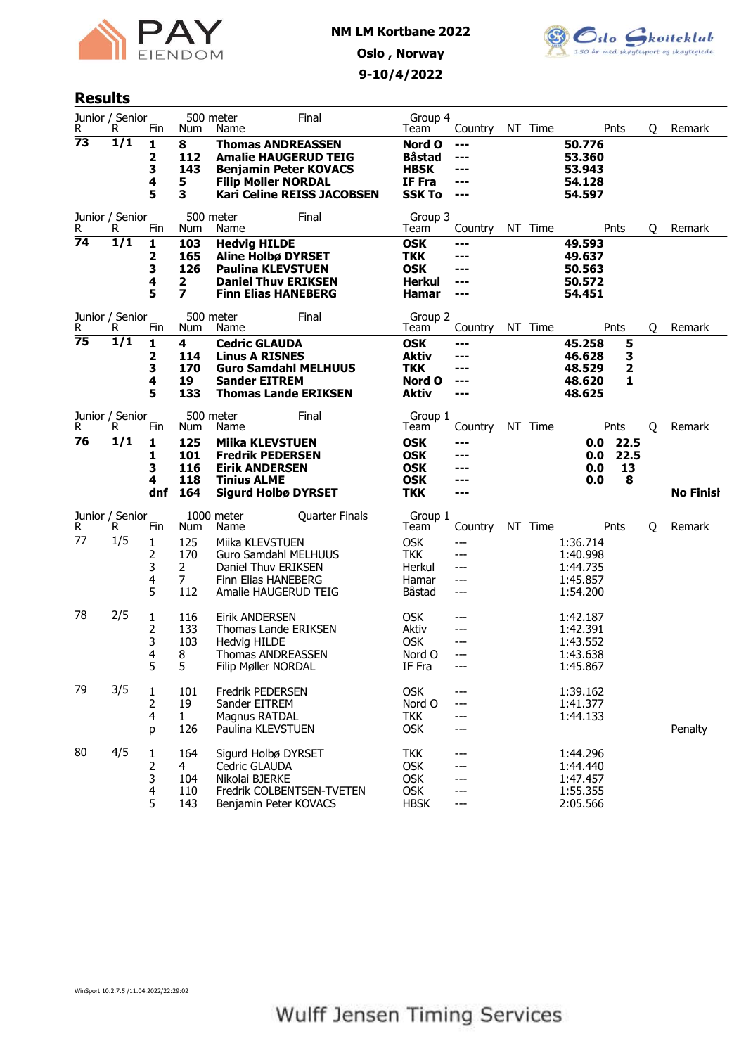NM LM Kortbane 2022

Oslo , Norway

9-10/4/2022

## Results

Junior / Senior — 500 meter — Final — Group 4

| R | R | Fin | Num | Name | Team | Country | NT | Time | Pnts | Q | Remark |
|---|---|---|---|---|---|---|---|---|---|---|---|
| **73** | **1/1** | **1** | **8** | **Thomas ANDREASSEN** | **Nord O** | **---** | | **50.776** | | | |
| | | **2** | **112** | **Amalie HAUGERUD TEIG** | **Båstad** | **---** | | **53.360** | | | |
| | | **3** | **143** | **Benjamin Peter KOVACS** | **HBSK** | **---** | | **53.943** | | | |
| | | **4** | **5** | **Filip Møller NORDAL** | **IF Fra** | **---** | | **54.128** | | | |
| | | **5** | **3** | **Kari Celine REISS JACOBSEN** | **SSK To** | **---** | | **54.597** | | | |

Junior / Senior — 500 meter — Final — Group 3

| R | R | Fin | Num | Name | Team | Country | NT | Time | Pnts | Q | Remark |
|---|---|---|---|---|---|---|---|---|---|---|---|
| **74** | **1/1** | **1** | **103** | **Hedvig HILDE** | **OSK** | **---** | | **49.593** | | | |
| | | **2** | **165** | **Aline Holbø DYRSET** | **TKK** | **---** | | **49.637** | | | |
| | | **3** | **126** | **Paulina KLEVSTUEN** | **OSK** | **---** | | **50.563** | | | |
| | | **4** | **2** | **Daniel Thuv ERIKSEN** | **Herkul** | **---** | | **50.572** | | | |
| | | **5** | **7** | **Finn Elias HANEBERG** | **Hamar** | **---** | | **54.451** | | | |

Junior / Senior — 500 meter — Final — Group 2

| R | R | Fin | Num | Name | Team | Country | NT | Time | Pnts | Q | Remark |
|---|---|---|---|---|---|---|---|---|---|---|---|
| **75** | **1/1** | **1** | **4** | **Cedric GLAUDA** | **OSK** | **---** | | **45.258** | **5** | | |
| | | **2** | **114** | **Linus A RISNES** | **Aktiv** | **---** | | **46.628** | **3** | | |
| | | **3** | **170** | **Guro Samdahl MELHUUS** | **TKK** | **---** | | **48.529** | **2** | | |
| | | **4** | **19** | **Sander EITREM** | **Nord O** | **---** | | **48.620** | **1** | | |
| | | **5** | **133** | **Thomas Lande ERIKSEN** | **Aktiv** | **---** | | **48.625** | | | |

Junior / Senior — 500 meter — Final — Group 1

| R | R | Fin | Num | Name | Team | Country | NT | Time | Pnts | Q | Remark |
|---|---|---|---|---|---|---|---|---|---|---|---|
| **76** | **1/1** | **1** | **125** | **Miika KLEVSTUEN** | **OSK** | **---** | | **0.0** | **22.5** | | |
| | | **1** | **101** | **Fredrik PEDERSEN** | **OSK** | **---** | | **0.0** | **22.5** | | |
| | | **3** | **116** | **Eirik ANDERSEN** | **OSK** | **---** | | **0.0** | **13** | | |
| | | **4** | **118** | **Tinius ALME** | **OSK** | **---** | | **0.0** | **8** | | |
| | | **dnf** | **164** | **Sigurd Holbø DYRSET** | **TKK** | **---** | | | | | **No Finish** |

Junior / Senior — 1000 meter — Quarter Finals — Group 1

| R | R | Fin | Num | Name | Team | Country | NT | Time | Pnts | Q | Remark |
|---|---|---|---|---|---|---|---|---|---|---|---|
| 77 | 1/5 | 1 | 125 | Miika KLEVSTUEN | OSK | --- | | 1:36.714 | | | |
| | | 2 | 170 | Guro Samdahl MELHUUS | TKK | --- | | 1:40.998 | | | |
| | | 3 | 2 | Daniel Thuv ERIKSEN | Herkul | --- | | 1:44.735 | | | |
| | | 4 | 7 | Finn Elias HANEBERG | Hamar | --- | | 1:45.857 | | | |
| | | 5 | 112 | Amalie HAUGERUD TEIG | Båstad | --- | | 1:54.200 | | | |
| 78 | 2/5 | 1 | 116 | Eirik ANDERSEN | OSK | --- | | 1:42.187 | | | |
| | | 2 | 133 | Thomas Lande ERIKSEN | Aktiv | --- | | 1:42.391 | | | |
| | | 3 | 103 | Hedvig HILDE | OSK | --- | | 1:43.552 | | | |
| | | 4 | 8 | Thomas ANDREASSEN | Nord O | --- | | 1:43.638 | | | |
| | | 5 | 5 | Filip Møller NORDAL | IF Fra | --- | | 1:45.867 | | | |
| 79 | 3/5 | 1 | 101 | Fredrik PEDERSEN | OSK | --- | | 1:39.162 | | | |
| | | 2 | 19 | Sander EITREM | Nord O | --- | | 1:41.377 | | | |
| | | 4 | 1 | Magnus RATDAL | TKK | --- | | 1:44.133 | | | |
| | | p | 126 | Paulina KLEVSTUEN | OSK | --- | | | | | Penalty |
| 80 | 4/5 | 1 | 164 | Sigurd Holbø DYRSET | TKK | --- | | 1:44.296 | | | |
| | | 2 | 4 | Cedric GLAUDA | OSK | --- | | 1:44.440 | | | |
| | | 3 | 104 | Nikolai BJERKE | OSK | --- | | 1:47.457 | | | |
| | | 4 | 110 | Fredrik COLBENTSEN-TVETEN | OSK | --- | | 1:55.355 | | | |
| | | 5 | 143 | Benjamin Peter KOVACS | HBSK | --- | | 2:05.566 | | | |

WinSport 10.2.7.5 /11.04.2022/22:29:02

Wulff Jensen Timing Services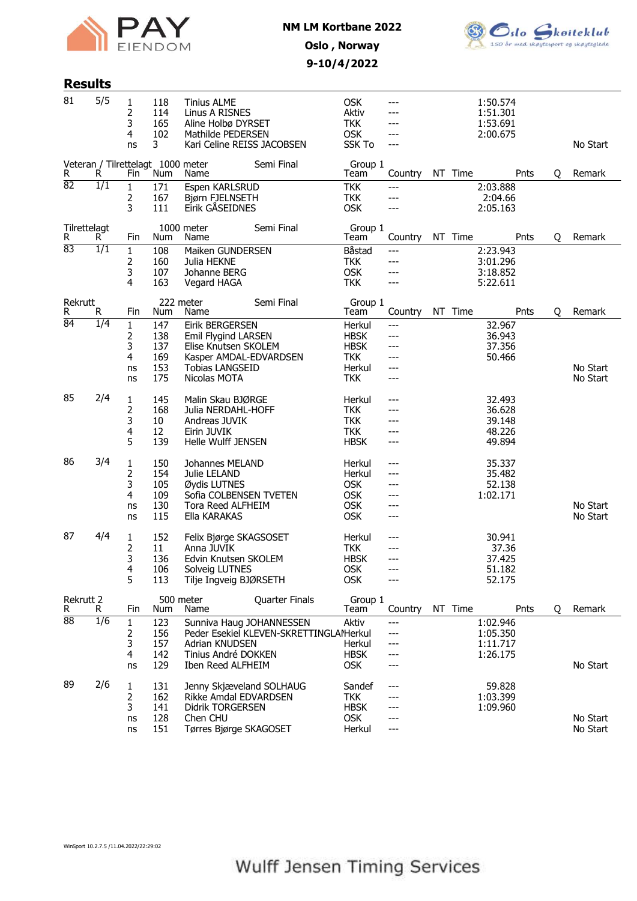## Results

| R | R | Fin | Num | Name | Team | Country | NT | Time | Pnts | Q | Remark |
|---|---|---|---|---|---|---|---|---|---|---|---|
| 81 | 5/5 | 1 | 118 | Tinius ALME | OSK | --- | | 1:50.574 | | | |
| | | 2 | 114 | Linus A RISNES | Aktiv | --- | | 1:51.301 | | | |
| | | 3 | 165 | Aline Holbø DYRSET | TKK | --- | | 1:53.691 | | | |
| | | 4 | 102 | Mathilde PEDERSEN | OSK | --- | | 2:00.675 | | | |
| | | ns | 3 | Kari Celine REISS JACOBSEN | SSK To | --- | | | | | No Start |

### Veteran / Tilrettelagt 1000 meter Semi Final Group 1

| R | R | Fin | Num | Name | Team | Country | NT | Time | Pnts | Q | Remark |
|---|---|---|---|---|---|---|---|---|---|---|---|
| 82 | 1/1 | 1 | 171 | Espen KARLSRUD | TKK | --- | | 2:03.888 | | | |
| | | 2 | 167 | Bjørn FJELNSETH | TKK | --- | | 2:04.66 | | | |
| | | 3 | 111 | Eirik GÅSEIDNES | OSK | --- | | 2:05.163 | | | |

### Tilrettelagt 1000 meter Semi Final Group 1

| R | R | Fin | Num | Name | Team | Country | NT | Time | Pnts | Q | Remark |
|---|---|---|---|---|---|---|---|---|---|---|---|
| 83 | 1/1 | 1 | 108 | Maiken GUNDERSEN | Båstad | --- | | 2:23.943 | | | |
| | | 2 | 160 | Julia HEKNE | TKK | --- | | 3:01.296 | | | |
| | | 3 | 107 | Johanne BERG | OSK | --- | | 3:18.852 | | | |
| | | 4 | 163 | Vegard HAGA | TKK | --- | | 5:22.611 | | | |

### Rekrutt 222 meter Semi Final Group 1

| R | R | Fin | Num | Name | Team | Country | NT | Time | Pnts | Q | Remark |
|---|---|---|---|---|---|---|---|---|---|---|---|
| 84 | 1/4 | 1 | 147 | Eirik BERGERSEN | Herkul | --- | | 32.967 | | | |
| | | 2 | 138 | Emil Flygind LARSEN | HBSK | --- | | 36.943 | | | |
| | | 3 | 137 | Elise Knutsen SKOLEM | HBSK | --- | | 37.356 | | | |
| | | 4 | 169 | Kasper AMDAL-EDVARDSEN | TKK | --- | | 50.466 | | | |
| | | ns | 153 | Tobias LANGSEID | Herkul | --- | | | | | No Start |
| | | ns | 175 | Nicolas MOTA | TKK | --- | | | | | No Start |
| 85 | 2/4 | 1 | 145 | Malin Skau BJØRGE | Herkul | --- | | 32.493 | | | |
| | | 2 | 168 | Julia NERDAHL-HOFF | TKK | --- | | 36.628 | | | |
| | | 3 | 10 | Andreas JUVIK | TKK | --- | | 39.148 | | | |
| | | 4 | 12 | Eirin JUVIK | TKK | --- | | 48.226 | | | |
| | | 5 | 139 | Helle Wulff JENSEN | HBSK | --- | | 49.894 | | | |
| 86 | 3/4 | 1 | 150 | Johannes MELAND | Herkul | --- | | 35.337 | | | |
| | | 2 | 154 | Julie LELAND | Herkul | --- | | 35.482 | | | |
| | | 3 | 105 | Øydis LUTNES | OSK | --- | | 52.138 | | | |
| | | 4 | 109 | Sofia COLBENSEN TVETEN | OSK | --- | | 1:02.171 | | | |
| | | ns | 130 | Tora Reed ALFHEIM | OSK | --- | | | | | No Start |
| | | ns | 115 | Ella KARAKAS | OSK | --- | | | | | No Start |
| 87 | 4/4 | 1 | 152 | Felix Bjørge SKAGSOSET | Herkul | --- | | 30.941 | | | |
| | | 2 | 11 | Anna JUVIK | TKK | --- | | 37.36 | | | |
| | | 3 | 136 | Edvin Knutsen SKOLEM | HBSK | --- | | 37.425 | | | |
| | | 4 | 106 | Solveig LUTNES | OSK | --- | | 51.182 | | | |
| | | 5 | 113 | Tilje Ingveig BJØRSETH | OSK | --- | | 52.175 | | | |

### Rekrutt 2 500 meter Quarter Finals Group 1

| R | R | Fin | Num | Name | Team | Country | NT | Time | Pnts | Q | Remark |
|---|---|---|---|---|---|---|---|---|---|---|---|
| 88 | 1/6 | 1 | 123 | Sunniva Haug JOHANNESSEN | Aktiv | --- | | 1:02.946 | | | |
| | | 2 | 156 | Peder Esekiel KLEVEN-SKRETTINGLAN | Herkul | --- | | 1:05.350 | | | |
| | | 3 | 157 | Adrian KNUDSEN | Herkul | --- | | 1:11.717 | | | |
| | | 4 | 142 | Tinius André DOKKEN | HBSK | --- | | 1:26.175 | | | |
| | | ns | 129 | Iben Reed ALFHEIM | OSK | --- | | | | | No Start |
| 89 | 2/6 | 1 | 131 | Jenny Skjæveland SOLHAUG | Sandef | --- | | 59.828 | | | |
| | | 2 | 162 | Rikke Amdal EDVARDSEN | TKK | --- | | 1:03.399 | | | |
| | | 3 | 141 | Didrik TORGERSEN | HBSK | --- | | 1:09.960 | | | |
| | | ns | 128 | Chen CHU | OSK | --- | | | | | No Start |
| | | ns | 151 | Tørres Bjørge SKAGOSET | Herkul | --- | | | | | No Start |

WinSport 10.2.7.5 /11.04.2022/22:29:02

Wulff Jensen Timing Services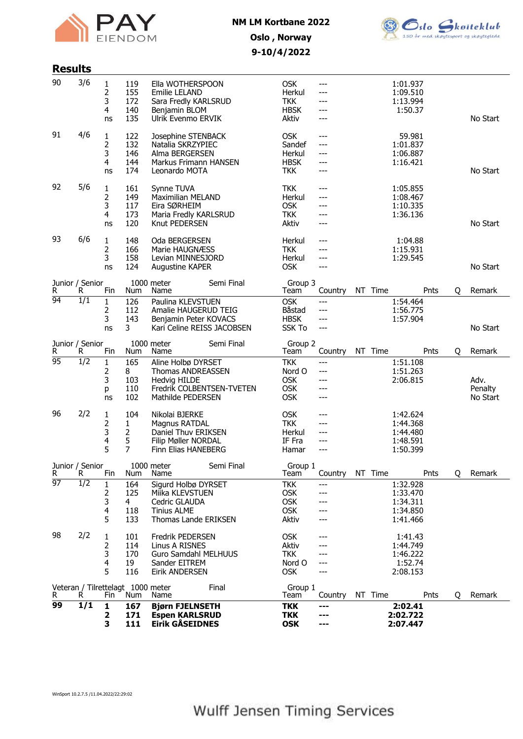NM LM Kortbane 2022

Oslo , Norway

9-10/4/2022

## Results

| R | R | Fin | Num | Name | Team | Country | NT | Time | Pnts | Q | Remark |
|---|---|---|---|---|---|---|---|---|---|---|---|
| 90 | 3/6 | 1 | 119 | Ella WOTHERSPOON | OSK | --- | | 1:01.937 | | | |
| | | 2 | 155 | Emilie LELAND | Herkul | --- | | 1:09.510 | | | |
| | | 3 | 172 | Sara Fredly KARLSRUD | TKK | --- | | 1:13.994 | | | |
| | | 4 | 140 | Benjamin BLOM | HBSK | --- | | 1:50.37 | | | |
| | | ns | 135 | Ulrik Evenmo ERVIK | Aktiv | --- | | | | | No Start |
| 91 | 4/6 | 1 | 122 | Josephine STENBACK | OSK | --- | | 59.981 | | | |
| | | 2 | 132 | Natalia SKRZYPIEC | Sandef | --- | | 1:01.837 | | | |
| | | 3 | 146 | Alma BERGERSEN | Herkul | --- | | 1:06.887 | | | |
| | | 4 | 144 | Markus Frimann HANSEN | HBSK | --- | | 1:16.421 | | | |
| | | ns | 174 | Leonardo MOTA | TKK | --- | | | | | No Start |
| 92 | 5/6 | 1 | 161 | Synne TUVA | TKK | --- | | 1:05.855 | | | |
| | | 2 | 149 | Maximilian MELAND | Herkul | --- | | 1:08.467 | | | |
| | | 3 | 117 | Eira SØRHEIM | OSK | --- | | 1:10.335 | | | |
| | | 4 | 173 | Maria Fredly KARLSRUD | TKK | --- | | 1:36.136 | | | |
| | | ns | 120 | Knut PEDERSEN | Aktiv | --- | | | | | No Start |
| 93 | 6/6 | 1 | 148 | Oda BERGERSEN | Herkul | --- | | 1:04.88 | | | |
| | | 2 | 166 | Marie HAUGNÆSS | TKK | --- | | 1:15.931 | | | |
| | | 3 | 158 | Levian MINNESJORD | Herkul | --- | | 1:29.545 | | | |
| | | ns | 124 | Augustine KAPER | OSK | --- | | | | | No Start |

Junior / Senior — 1000 meter — Semi Final — Group 3

| R | R | Fin | Num | Name | Team | Country | NT | Time | Pnts | Q | Remark |
|---|---|---|---|---|---|---|---|---|---|---|---|
| 94 | 1/1 | 1 | 126 | Paulina KLEVSTUEN | OSK | --- | | 1:54.464 | | | |
| | | 2 | 112 | Amalie HAUGERUD TEIG | Båstad | --- | | 1:56.775 | | | |
| | | 3 | 143 | Benjamin Peter KOVACS | HBSK | --- | | 1:57.904 | | | |
| | | ns | 3 | Kari Celine REISS JACOBSEN | SSK To | --- | | | | | No Start |

Junior / Senior — 1000 meter — Semi Final — Group 2

| R | R | Fin | Num | Name | Team | Country | NT | Time | Pnts | Q | Remark |
|---|---|---|---|---|---|---|---|---|---|---|---|
| 95 | 1/2 | 1 | 165 | Aline Holbø DYRSET | TKK | --- | | 1:51.108 | | | |
| | | 2 | 8 | Thomas ANDREASSEN | Nord O | --- | | 1:51.263 | | | |
| | | 3 | 103 | Hedvig HILDE | OSK | --- | | 2:06.815 | | | Adv. |
| | | p | 110 | Fredrik COLBENTSEN-TVETEN | OSK | --- | | | | | Penalty |
| | | ns | 102 | Mathilde PEDERSEN | OSK | --- | | | | | No Start |
| 96 | 2/2 | 1 | 104 | Nikolai BJERKE | OSK | --- | | 1:42.624 | | | |
| | | 2 | 1 | Magnus RATDAL | TKK | --- | | 1:44.368 | | | |
| | | 3 | 2 | Daniel Thuv ERIKSEN | Herkul | --- | | 1:44.480 | | | |
| | | 4 | 5 | Filip Møller NORDAL | IF Fra | --- | | 1:48.591 | | | |
| | | 5 | 7 | Finn Elias HANEBERG | Hamar | --- | | 1:50.399 | | | |

Junior / Senior — 1000 meter — Semi Final — Group 1

| R | R | Fin | Num | Name | Team | Country | NT | Time | Pnts | Q | Remark |
|---|---|---|---|---|---|---|---|---|---|---|---|
| 97 | 1/2 | 1 | 164 | Sigurd Holbø DYRSET | TKK | --- | | 1:32.928 | | | |
| | | 2 | 125 | Miika KLEVSTUEN | OSK | --- | | 1:33.470 | | | |
| | | 3 | 4 | Cedric GLAUDA | OSK | --- | | 1:34.311 | | | |
| | | 4 | 118 | Tinius ALME | OSK | --- | | 1:34.850 | | | |
| | | 5 | 133 | Thomas Lande ERIKSEN | Aktiv | --- | | 1:41.466 | | | |
| 98 | 2/2 | 1 | 101 | Fredrik PEDERSEN | OSK | --- | | 1:41.43 | | | |
| | | 2 | 114 | Linus A RISNES | Aktiv | --- | | 1:44.749 | | | |
| | | 3 | 170 | Guro Samdahl MELHUUS | TKK | --- | | 1:46.222 | | | |
| | | 4 | 19 | Sander EITREM | Nord O | --- | | 1:52.74 | | | |
| | | 5 | 116 | Eirik ANDERSEN | OSK | --- | | 2:08.153 | | | |

Veteran / Tilrettelagt — 1000 meter — Final — Group 1

| R | R | Fin | Num | Name | Team | Country | NT | Time | Pnts | Q | Remark |
|---|---|---|---|---|---|---|---|---|---|---|---|
| **99** | **1/1** | **1** | **167** | **Bjørn FJELNSETH** | **TKK** | **---** | | **2:02.41** | | | |
| | | **2** | **171** | **Espen KARLSRUD** | **TKK** | **---** | | **2:02.722** | | | |
| | | **3** | **111** | **Eirik GÅSEIDNES** | **OSK** | **---** | | **2:07.447** | | | |

WinSport 10.2.7.5 /11.04.2022/22:29:02

Wulff Jensen Timing Services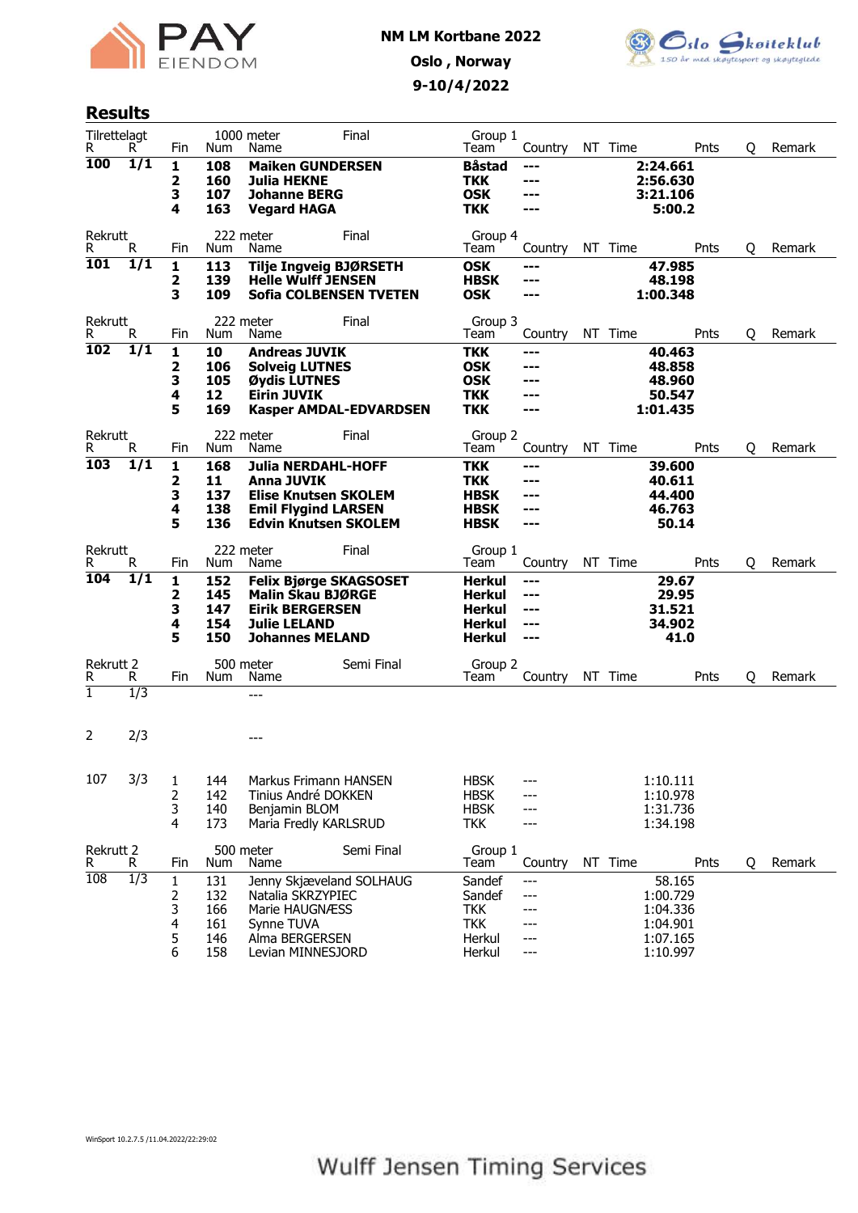NM LM Kortbane 2022

Oslo , Norway

9-10/4/2022

## Results

| Tilrettelagt | | | 1000 meter | Final | Group 1 | | | | | | |
|---|---|---|---|---|---|---|---|---|---|---|---|
| R | R | Fin | Num | Name | Team | Country | NT | Time | Pnts | Q | Remark |
| **100** | **1/1** | **1** | **108** | **Maiken GUNDERSEN** | **Båstad** | **---** | | **2:24.661** | | | |
| | | **2** | **160** | **Julia HEKNE** | **TKK** | **---** | | **2:56.630** | | | |
| | | **3** | **107** | **Johanne BERG** | **OSK** | **---** | | **3:21.106** | | | |
| | | **4** | **163** | **Vegard HAGA** | **TKK** | **---** | | **5:00.2** | | | |

| Rekrutt | | | 222 meter | Final | Group 4 | | | | | | |
|---|---|---|---|---|---|---|---|---|---|---|---|
| R | R | Fin | Num | Name | Team | Country | NT | Time | Pnts | Q | Remark |
| **101** | **1/1** | **1** | **113** | **Tilje Ingveig BJØRSETH** | **OSK** | **---** | | **47.985** | | | |
| | | **2** | **139** | **Helle Wulff JENSEN** | **HBSK** | **---** | | **48.198** | | | |
| | | **3** | **109** | **Sofia COLBENSEN TVETEN** | **OSK** | **---** | | **1:00.348** | | | |

| Rekrutt | | | 222 meter | Final | Group 3 | | | | | | |
|---|---|---|---|---|---|---|---|---|---|---|---|
| R | R | Fin | Num | Name | Team | Country | NT | Time | Pnts | Q | Remark |
| **102** | **1/1** | **1** | **10** | **Andreas JUVIK** | **TKK** | **---** | | **40.463** | | | |
| | | **2** | **106** | **Solveig LUTNES** | **OSK** | **---** | | **48.858** | | | |
| | | **3** | **105** | **Øydis LUTNES** | **OSK** | **---** | | **48.960** | | | |
| | | **4** | **12** | **Eirin JUVIK** | **TKK** | **---** | | **50.547** | | | |
| | | **5** | **169** | **Kasper AMDAL-EDVARDSEN** | **TKK** | **---** | | **1:01.435** | | | |

| Rekrutt | | | 222 meter | Final | Group 2 | | | | | | |
|---|---|---|---|---|---|---|---|---|---|---|---|
| R | R | Fin | Num | Name | Team | Country | NT | Time | Pnts | Q | Remark |
| **103** | **1/1** | **1** | **168** | **Julia NERDAHL-HOFF** | **TKK** | **---** | | **39.600** | | | |
| | | **2** | **11** | **Anna JUVIK** | **TKK** | **---** | | **40.611** | | | |
| | | **3** | **137** | **Elise Knutsen SKOLEM** | **HBSK** | **---** | | **44.400** | | | |
| | | **4** | **138** | **Emil Flygind LARSEN** | **HBSK** | **---** | | **46.763** | | | |
| | | **5** | **136** | **Edvin Knutsen SKOLEM** | **HBSK** | **---** | | **50.14** | | | |

| Rekrutt | | | 222 meter | Final | Group 1 | | | | | | |
|---|---|---|---|---|---|---|---|---|---|---|---|
| R | R | Fin | Num | Name | Team | Country | NT | Time | Pnts | Q | Remark |
| **104** | **1/1** | **1** | **152** | **Felix Bjørge SKAGSOSET** | **Herkul** | **---** | | **29.67** | | | |
| | | **2** | **145** | **Malin Skau BJØRGE** | **Herkul** | **---** | | **29.95** | | | |
| | | **3** | **147** | **Eirik BERGERSEN** | **Herkul** | **---** | | **31.521** | | | |
| | | **4** | **154** | **Julie LELAND** | **Herkul** | **---** | | **34.902** | | | |
| | | **5** | **150** | **Johannes MELAND** | **Herkul** | **---** | | **41.0** | | | |

| Rekrutt 2 | | | 500 meter | Semi Final | Group 2 | | | | | | |
|---|---|---|---|---|---|---|---|---|---|---|---|
| R | R | Fin | Num | Name | Team | Country | NT | Time | Pnts | Q | Remark |
| 1 | 1/3 | | | --- | | | | | | | |
| 2 | 2/3 | | | --- | | | | | | | |
| 107 | 3/3 | 1 | 144 | Markus Frimann HANSEN | HBSK | --- | | 1:10.111 | | | |
| | | 2 | 142 | Tinius André DOKKEN | HBSK | --- | | 1:10.978 | | | |
| | | 3 | 140 | Benjamin BLOM | HBSK | --- | | 1:31.736 | | | |
| | | 4 | 173 | Maria Fredly KARLSRUD | TKK | --- | | 1:34.198 | | | |

| Rekrutt 2 | | | 500 meter | Semi Final | Group 1 | | | | | | |
|---|---|---|---|---|---|---|---|---|---|---|---|
| R | R | Fin | Num | Name | Team | Country | NT | Time | Pnts | Q | Remark |
| 108 | 1/3 | 1 | 131 | Jenny Skjæveland SOLHAUG | Sandef | --- | | 58.165 | | | |
| | | 2 | 132 | Natalia SKRZYPIEC | Sandef | --- | | 1:00.729 | | | |
| | | 3 | 166 | Marie HAUGNÆSS | TKK | --- | | 1:04.336 | | | |
| | | 4 | 161 | Synne TUVA | TKK | --- | | 1:04.901 | | | |
| | | 5 | 146 | Alma BERGERSEN | Herkul | --- | | 1:07.165 | | | |
| | | 6 | 158 | Levian MINNESJORD | Herkul | --- | | 1:10.997 | | | |

WinSport 10.2.7.5 /11.04.2022/22:29:02

Wulff Jensen Timing Services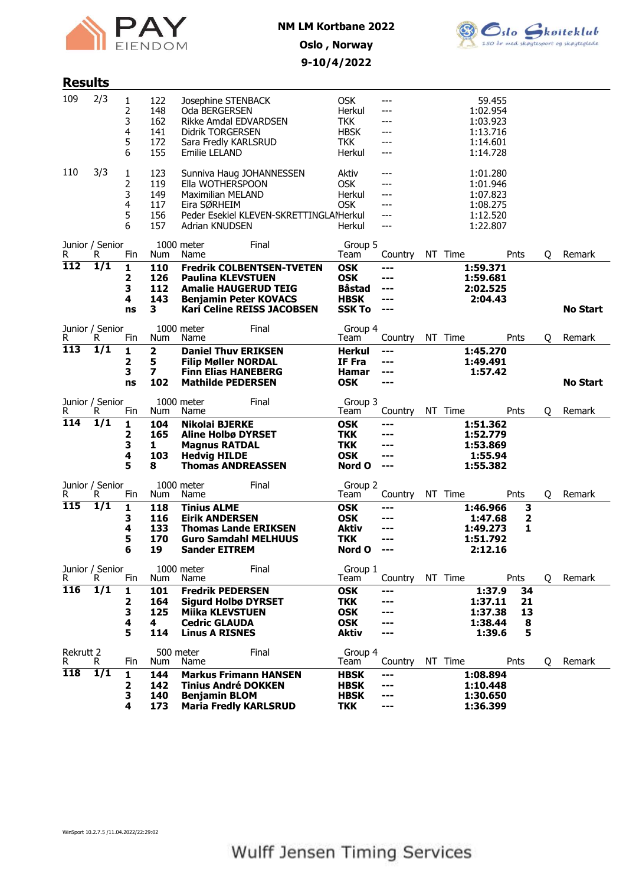NM LM Kortbane 2022

Oslo , Norway

9-10/4/2022

## Results

| R | R | Fin | Num | Name | Team | Country | NT | Time | Pnts | Q | Remark |
|---|---|---|---|---|---|---|---|---|---|---|---|
| 109 | 2/3 | 1 | 122 | Josephine STENBACK | OSK | --- | | 59.455 | | | |
| | | 2 | 148 | Oda BERGERSEN | Herkul | --- | | 1:02.954 | | | |
| | | 3 | 162 | Rikke Amdal EDVARDSEN | TKK | --- | | 1:03.923 | | | |
| | | 4 | 141 | Didrik TORGERSEN | HBSK | --- | | 1:13.716 | | | |
| | | 5 | 172 | Sara Fredly KARLSRUD | TKK | --- | | 1:14.601 | | | |
| | | 6 | 155 | Emilie LELAND | Herkul | --- | | 1:14.728 | | | |
| 110 | 3/3 | 1 | 123 | Sunniva Haug JOHANNESSEN | Aktiv | --- | | 1:01.280 | | | |
| | | 2 | 119 | Ella WOTHERSPOON | OSK | --- | | 1:01.946 | | | |
| | | 3 | 149 | Maximilian MELAND | Herkul | --- | | 1:07.823 | | | |
| | | 4 | 117 | Eira SØRHEIM | OSK | --- | | 1:08.275 | | | |
| | | 5 | 156 | Peder Esekiel KLEVEN-SKRETTINGLAND | Herkul | --- | | 1:12.520 | | | |
| | | 6 | 157 | Adrian KNUDSEN | Herkul | --- | | 1:22.807 | | | |

Junior / Senior — 1000 meter — Final — Group 5

| R | R | Fin | Num | Name | Team | Country | NT | Time | Pnts | Q | Remark |
|---|---|---|---|---|---|---|---|---|---|---|---|
| **112** | **1/1** | **1** | **110** | **Fredrik COLBENTSEN-TVETEN** | **OSK** | **---** | | **1:59.371** | | | |
| | | **2** | **126** | **Paulina KLEVSTUEN** | **OSK** | **---** | | **1:59.681** | | | |
| | | **3** | **112** | **Amalie HAUGEROD TEIG** | **Båstad** | **---** | | **2:02.525** | | | |
| | | **4** | **143** | **Benjamin Peter KOVACS** | **HBSK** | **---** | | **2:04.43** | | | |
| | | **ns** | **3** | **Kari Celine REISS JACOBSEN** | **SSK To** | **---** | | | | | **No Start** |

Junior / Senior — 1000 meter — Final — Group 4

| R | R | Fin | Num | Name | Team | Country | NT | Time | Pnts | Q | Remark |
|---|---|---|---|---|---|---|---|---|---|---|---|
| **113** | **1/1** | **1** | **2** | **Daniel Thuv ERIKSEN** | **Herkul** | **---** | | **1:45.270** | | | |
| | | **2** | **5** | **Filip Møller NORDAL** | **IF Fra** | **---** | | **1:49.491** | | | |
| | | **3** | **7** | **Finn Elias HANEBERG** | **Hamar** | **---** | | **1:57.42** | | | |
| | | **ns** | **102** | **Mathilde PEDERSEN** | **OSK** | **---** | | | | | **No Start** |

Junior / Senior — 1000 meter — Final — Group 3

| R | R | Fin | Num | Name | Team | Country | NT | Time | Pnts | Q | Remark |
|---|---|---|---|---|---|---|---|---|---|---|---|
| **114** | **1/1** | **1** | **104** | **Nikolai BJERKE** | **OSK** | **---** | | **1:51.362** | | | |
| | | **2** | **165** | **Aline Holbø DYRSET** | **TKK** | **---** | | **1:52.779** | | | |
| | | **3** | **1** | **Magnus RATDAL** | **TKK** | **---** | | **1:53.869** | | | |
| | | **4** | **103** | **Hedvig HILDE** | **OSK** | **---** | | **1:55.94** | | | |
| | | **5** | **8** | **Thomas ANDREASSEN** | **Nord O** | **---** | | **1:55.382** | | | |

Junior / Senior — 1000 meter — Final — Group 2

| R | R | Fin | Num | Name | Team | Country | NT | Time | Pnts | Q | Remark |
|---|---|---|---|---|---|---|---|---|---|---|---|
| **115** | **1/1** | **1** | **118** | **Tinius ALME** | **OSK** | **---** | | **1:46.966** | **3** | | |
| | | **3** | **116** | **Eirik ANDERSEN** | **OSK** | **---** | | **1:47.68** | **2** | | |
| | | **4** | **133** | **Thomas Lande ERIKSEN** | **Aktiv** | **---** | | **1:49.273** | **1** | | |
| | | **5** | **170** | **Guro Samdahl MELHUUS** | **TKK** | **---** | | **1:51.792** | | | |
| | | **6** | **19** | **Sander EITREM** | **Nord O** | **---** | | **2:12.16** | | | |

Junior / Senior — 1000 meter — Final — Group 1

| R | R | Fin | Num | Name | Team | Country | NT | Time | Pnts | Q | Remark |
|---|---|---|---|---|---|---|---|---|---|---|---|
| **116** | **1/1** | **1** | **101** | **Fredrik PEDERSEN** | **OSK** | **---** | | **1:37.9** | **34** | | |
| | | **2** | **164** | **Sigurd Holbø DYRSET** | **TKK** | **---** | | **1:37.11** | **21** | | |
| | | **3** | **125** | **Miika KLEVSTUEN** | **OSK** | **---** | | **1:37.38** | **13** | | |
| | | **4** | **4** | **Cedric GLAUDA** | **OSK** | **---** | | **1:38.44** | **8** | | |
| | | **5** | **114** | **Linus A RISNES** | **Aktiv** | **---** | | **1:39.6** | **5** | | |

Rekrutt 2 — 500 meter — Final — Group 4

| R | R | Fin | Num | Name | Team | Country | NT | Time | Pnts | Q | Remark |
|---|---|---|---|---|---|---|---|---|---|---|---|
| **118** | **1/1** | **1** | **144** | **Markus Frimann HANSEN** | **HBSK** | **---** | | **1:08.894** | | | |
| | | **2** | **142** | **Tinius André DOKKEN** | **HBSK** | **---** | | **1:10.448** | | | |
| | | **3** | **140** | **Benjamin BLOM** | **HBSK** | **---** | | **1:30.650** | | | |
| | | **4** | **173** | **Maria Fredly KARLSRUD** | **TKK** | **---** | | **1:36.399** | | | |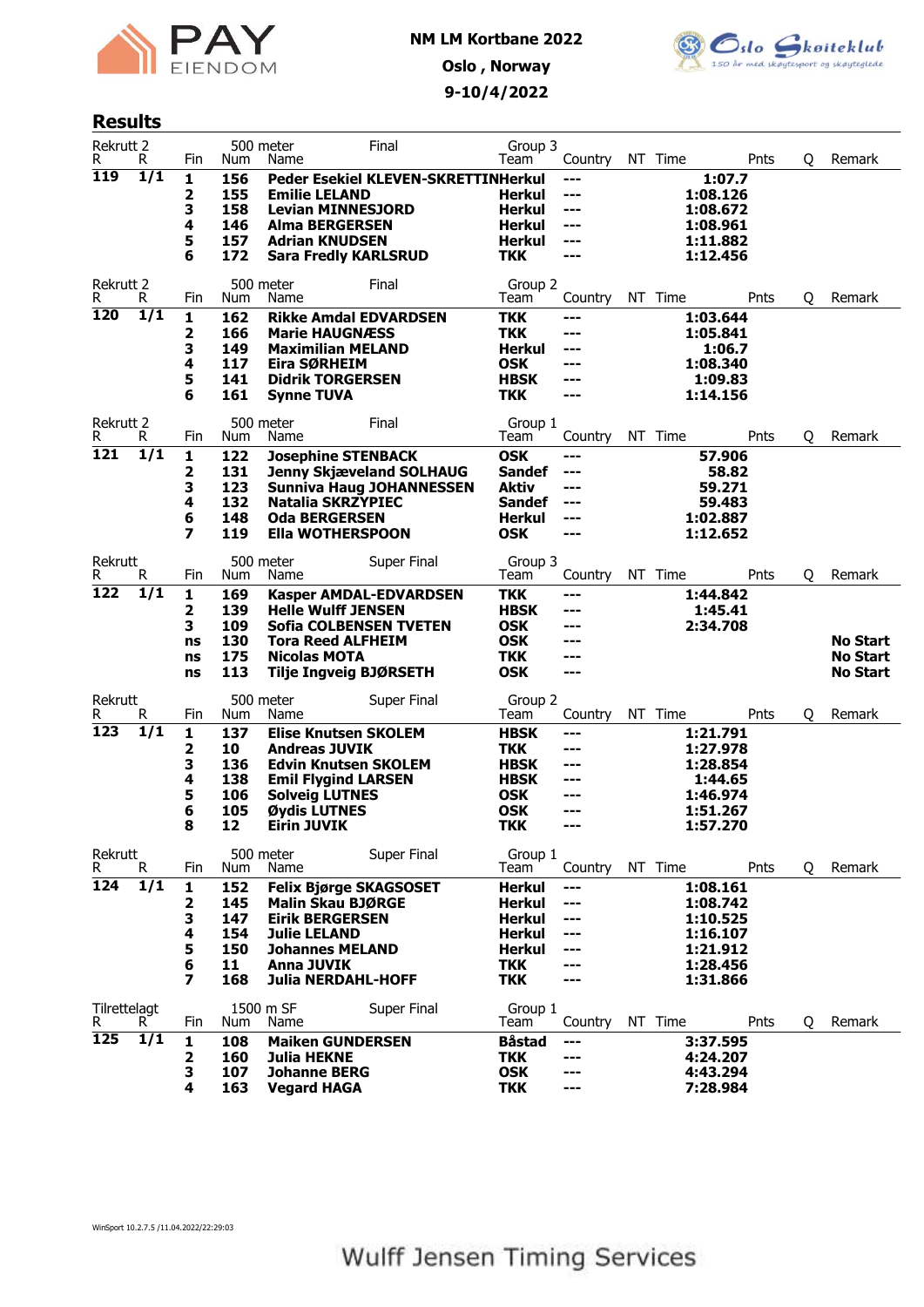NM LM Kortbane 2022

Oslo , Norway

9-10/4/2022

## Results

Rekrutt 2 — 500 meter — Final — Group 3

| R | R | Fin | Num | Name | Team | Country | NT | Time | Pnts | Q | Remark |
|---|---|---|---|---|---|---|---|---|---|---|---|
| 119 | 1/1 | 1 | 156 | Peder Esekiel KLEVEN-SKRETTIN | Herkul | --- | | 1:07.7 | | | |
| | | 2 | 155 | Emilie LELAND | Herkul | --- | | 1:08.126 | | | |
| | | 3 | 158 | Levian MINNESJORD | Herkul | --- | | 1:08.672 | | | |
| | | 4 | 146 | Alma BERGERSEN | Herkul | --- | | 1:08.961 | | | |
| | | 5 | 157 | Adrian KNUDSEN | Herkul | --- | | 1:11.882 | | | |
| | | 6 | 172 | Sara Fredly KARLSRUD | TKK | --- | | 1:12.456 | | | |

Rekrutt 2 — 500 meter — Final — Group 2

| R | R | Fin | Num | Name | Team | Country | NT | Time | Pnts | Q | Remark |
|---|---|---|---|---|---|---|---|---|---|---|---|
| 120 | 1/1 | 1 | 162 | Rikke Amdal EDVARDSEN | TKK | --- | | 1:03.644 | | | |
| | | 2 | 166 | Marie HAUGNÆSS | TKK | --- | | 1:05.841 | | | |
| | | 3 | 149 | Maximilian MELAND | Herkul | --- | | 1:06.7 | | | |
| | | 4 | 117 | Eira SØRHEIM | OSK | --- | | 1:08.340 | | | |
| | | 5 | 141 | Didrik TORGERSEN | HBSK | --- | | 1:09.83 | | | |
| | | 6 | 161 | Synne TUVA | TKK | --- | | 1:14.156 | | | |

Rekrutt 2 — 500 meter — Final — Group 1

| R | R | Fin | Num | Name | Team | Country | NT | Time | Pnts | Q | Remark |
|---|---|---|---|---|---|---|---|---|---|---|---|
| 121 | 1/1 | 1 | 122 | Josephine STENBACK | OSK | --- | | 57.906 | | | |
| | | 2 | 131 | Jenny Skjæveland SOLHAUG | Sandef | --- | | 58.82 | | | |
| | | 3 | 123 | Sunniva Haug JOHANNESSEN | Aktiv | --- | | 59.271 | | | |
| | | 4 | 132 | Natalia SKRZYPIEC | Sandef | --- | | 59.483 | | | |
| | | 6 | 148 | Oda BERGERSEN | Herkul | --- | | 1:02.887 | | | |
| | | 7 | 119 | Ella WOTHERSPOON | OSK | --- | | 1:12.652 | | | |

Rekrutt — 500 meter — Super Final — Group 3

| R | R | Fin | Num | Name | Team | Country | NT | Time | Pnts | Q | Remark |
|---|---|---|---|---|---|---|---|---|---|---|---|
| 122 | 1/1 | 1 | 169 | Kasper AMDAL-EDVARDSEN | TKK | --- | | 1:44.842 | | | |
| | | 2 | 139 | Helle Wulff JENSEN | HBSK | --- | | 1:45.41 | | | |
| | | 3 | 109 | Sofia COLBENSEN TVETEN | OSK | --- | | 2:34.708 | | | |
| | | ns | 130 | Tora Reed ALFHEIM | OSK | --- | | | | | No Start |
| | | ns | 175 | Nicolas MOTA | TKK | --- | | | | | No Start |
| | | ns | 113 | Tilje Ingveig BJØRSETH | OSK | --- | | | | | No Start |

Rekrutt — 500 meter — Super Final — Group 2

| R | R | Fin | Num | Name | Team | Country | NT | Time | Pnts | Q | Remark |
|---|---|---|---|---|---|---|---|---|---|---|---|
| 123 | 1/1 | 1 | 137 | Elise Knutsen SKOLEM | HBSK | --- | | 1:21.791 | | | |
| | | 2 | 10 | Andreas JUVIK | TKK | --- | | 1:27.978 | | | |
| | | 3 | 136 | Edvin Knutsen SKOLEM | HBSK | --- | | 1:28.854 | | | |
| | | 4 | 138 | Emil Flygind LARSEN | HBSK | --- | | 1:44.65 | | | |
| | | 5 | 106 | Solveig LUTNES | OSK | --- | | 1:46.974 | | | |
| | | 6 | 105 | Øydis LUTNES | OSK | --- | | 1:51.267 | | | |
| | | 8 | 12 | Eirin JUVIK | TKK | --- | | 1:57.270 | | | |

Rekrutt — 500 meter — Super Final — Group 1

| R | R | Fin | Num | Name | Team | Country | NT | Time | Pnts | Q | Remark |
|---|---|---|---|---|---|---|---|---|---|---|---|
| 124 | 1/1 | 1 | 152 | Felix Bjørge SKAGSOSET | Herkul | --- | | 1:08.161 | | | |
| | | 2 | 145 | Malin Skau BJØRGE | Herkul | --- | | 1:08.742 | | | |
| | | 3 | 147 | Eirik BERGERSEN | Herkul | --- | | 1:10.525 | | | |
| | | 4 | 154 | Julie LELAND | Herkul | --- | | 1:16.107 | | | |
| | | 5 | 150 | Johannes MELAND | Herkul | --- | | 1:21.912 | | | |
| | | 6 | 11 | Anna JUVIK | TKK | --- | | 1:28.456 | | | |
| | | 7 | 168 | Julia NERDAHL-HOFF | TKK | --- | | 1:31.866 | | | |

Tilrettelagt — 1500 m SF — Super Final — Group 1

| R | R | Fin | Num | Name | Team | Country | NT | Time | Pnts | Q | Remark |
|---|---|---|---|---|---|---|---|---|---|---|---|
| 125 | 1/1 | 1 | 108 | Maiken GUNDERSEN | Båstad | --- | | 3:37.595 | | | |
| | | 2 | 160 | Julia HEKNE | TKK | --- | | 4:24.207 | | | |
| | | 3 | 107 | Johanne BERG | OSK | --- | | 4:43.294 | | | |
| | | 4 | 163 | Vegard HAGA | TKK | --- | | 7:28.984 | | | |

WinSport 10.2.7.5 /11.04.2022/22:29:03

Wulff Jensen Timing Services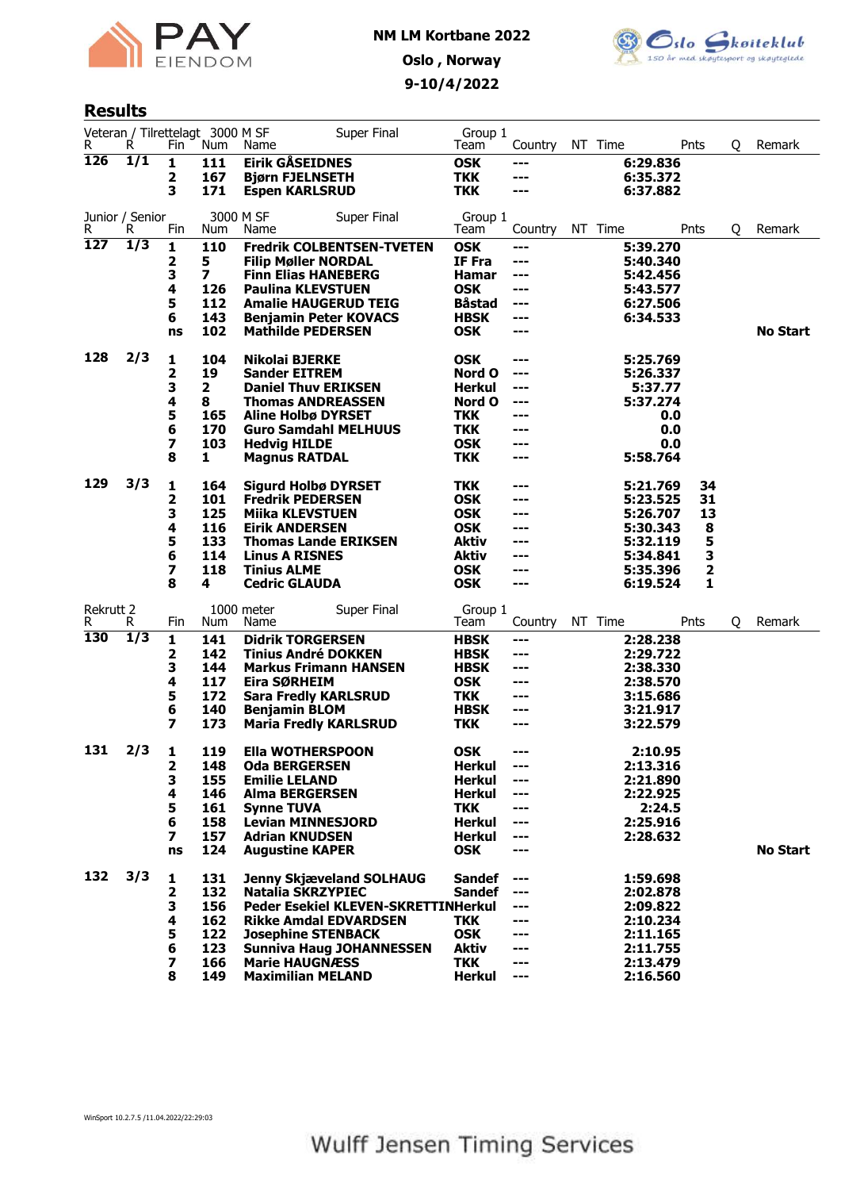NM LM Kortbane 2022

Oslo , Norway

9-10/4/2022

## Results

Veteran / Tilrettelagt 3000 M SF — Super Final — Group 1

| R | R | Fin | Num | Name | Team | Country | NT | Time | Pnts | Q | Remark |
|---|---|---|---|---|---|---|---|---|---|---|---|
| 126 | 1/1 | 1 | 111 | Eirik GÅSEIDNES | OSK | --- | | 6:29.836 | | | |
| | | 2 | 167 | Bjørn FJELNSETH | TKK | --- | | 6:35.372 | | | |
| | | 3 | 171 | Espen KARLSRUD | TKK | --- | | 6:37.882 | | | |

Junior / Senior 3000 M SF — Super Final — Group 1

| R | R | Fin | Num | Name | Team | Country | NT | Time | Pnts | Q | Remark |
|---|---|---|---|---|---|---|---|---|---|---|---|
| 127 | 1/3 | 1 | 110 | Fredrik COLBENTSEN-TVETEN | OSK | --- | | 5:39.270 | | | |
| | | 2 | 5 | Filip Møller NORDAL | IF Fra | --- | | 5:40.340 | | | |
| | | 3 | 7 | Finn Elias HANEBERG | Hamar | --- | | 5:42.456 | | | |
| | | 4 | 126 | Paulina KLEVSTUEN | OSK | --- | | 5:43.577 | | | |
| | | 5 | 112 | Amalie HAUGERUD TEIG | Båstad | --- | | 6:27.506 | | | |
| | | 6 | 143 | Benjamin Peter KOVACS | HBSK | --- | | 6:34.533 | | | |
| | | ns | 102 | Mathilde PEDERSEN | OSK | --- | | | | | No Start |
| 128 | 2/3 | 1 | 104 | Nikolai BJERKE | OSK | --- | | 5:25.769 | | | |
| | | 2 | 19 | Sander EITREM | Nord O | --- | | 5:26.337 | | | |
| | | 3 | 2 | Daniel Thuv ERIKSEN | Herkul | --- | | 5:37.77 | | | |
| | | 4 | 8 | Thomas ANDREASSEN | Nord O | --- | | 5:37.274 | | | |
| | | 5 | 165 | Aline Holbø DYRSET | TKK | --- | | 0.0 | | | |
| | | 6 | 170 | Guro Samdahl MELHUUS | TKK | --- | | 0.0 | | | |
| | | 7 | 103 | Hedvig HILDE | OSK | --- | | 0.0 | | | |
| | | 8 | 1 | Magnus RATDAL | TKK | --- | | 5:58.764 | | | |
| 129 | 3/3 | 1 | 164 | Sigurd Holbø DYRSET | TKK | --- | | 5:21.769 | 34 | | |
| | | 2 | 101 | Fredrik PEDERSEN | OSK | --- | | 5:23.525 | 31 | | |
| | | 3 | 125 | Miika KLEVSTUEN | OSK | --- | | 5:26.707 | 13 | | |
| | | 4 | 116 | Eirik ANDERSEN | OSK | --- | | 5:30.343 | 8 | | |
| | | 5 | 133 | Thomas Lande ERIKSEN | Aktiv | --- | | 5:32.119 | 5 | | |
| | | 6 | 114 | Linus A RISNES | Aktiv | --- | | 5:34.841 | 3 | | |
| | | 7 | 118 | Tinius ALME | OSK | --- | | 5:35.396 | 2 | | |
| | | 8 | 4 | Cedric GLAUDA | OSK | --- | | 6:19.524 | 1 | | |

Rekrutt 2 1000 meter — Super Final — Group 1

| R | R | Fin | Num | Name | Team | Country | NT | Time | Pnts | Q | Remark |
|---|---|---|---|---|---|---|---|---|---|---|---|
| 130 | 1/3 | 1 | 141 | Didrik TORGERSEN | HBSK | --- | | 2:28.238 | | | |
| | | 2 | 142 | Tinius André DOKKEN | HBSK | --- | | 2:29.722 | | | |
| | | 3 | 144 | Markus Frimann HANSEN | HBSK | --- | | 2:38.330 | | | |
| | | 4 | 117 | Eira SØRHEIM | OSK | --- | | 2:38.570 | | | |
| | | 5 | 172 | Sara Fredly KARLSRUD | TKK | --- | | 3:15.686 | | | |
| | | 6 | 140 | Benjamin BLOM | HBSK | --- | | 3:21.917 | | | |
| | | 7 | 173 | Maria Fredly KARLSRUD | TKK | --- | | 3:22.579 | | | |
| 131 | 2/3 | 1 | 119 | Ella WOTHERSPOON | OSK | --- | | 2:10.95 | | | |
| | | 2 | 148 | Oda BERGERSEN | Herkul | --- | | 2:13.316 | | | |
| | | 3 | 155 | Emilie LELAND | Herkul | --- | | 2:21.890 | | | |
| | | 4 | 146 | Alma BERGERSEN | Herkul | --- | | 2:22.925 | | | |
| | | 5 | 161 | Synne TUVA | TKK | --- | | 2:24.5 | | | |
| | | 6 | 158 | Levian MINNESJORD | Herkul | --- | | 2:25.916 | | | |
| | | 7 | 157 | Adrian KNUDSEN | Herkul | --- | | 2:28.632 | | | |
| | | ns | 124 | Augustine KAPER | OSK | --- | | | | | No Start |
| 132 | 3/3 | 1 | 131 | Jenny Skjæveland SOLHAUG | Sandef | --- | | 1:59.698 | | | |
| | | 2 | 132 | Natalia SKRZYPIEC | Sandef | --- | | 2:02.878 | | | |
| | | 3 | 156 | Peder Esekiel KLEVEN-SKRETTIN | Herkul | --- | | 2:09.822 | | | |
| | | 4 | 162 | Rikke Amdal EDVARDSEN | TKK | --- | | 2:10.234 | | | |
| | | 5 | 122 | Josephine STENBACK | OSK | --- | | 2:11.165 | | | |
| | | 6 | 123 | Sunniva Haug JOHANNESSEN | Aktiv | --- | | 2:11.755 | | | |
| | | 7 | 166 | Marie HAUGNÆSS | TKK | --- | | 2:13.479 | | | |
| | | 8 | 149 | Maximilian MELAND | Herkul | --- | | 2:16.560 | | | |

WinSport 10.2.7.5 /11.04.2022/22:29:03

Wulff Jensen Timing Services